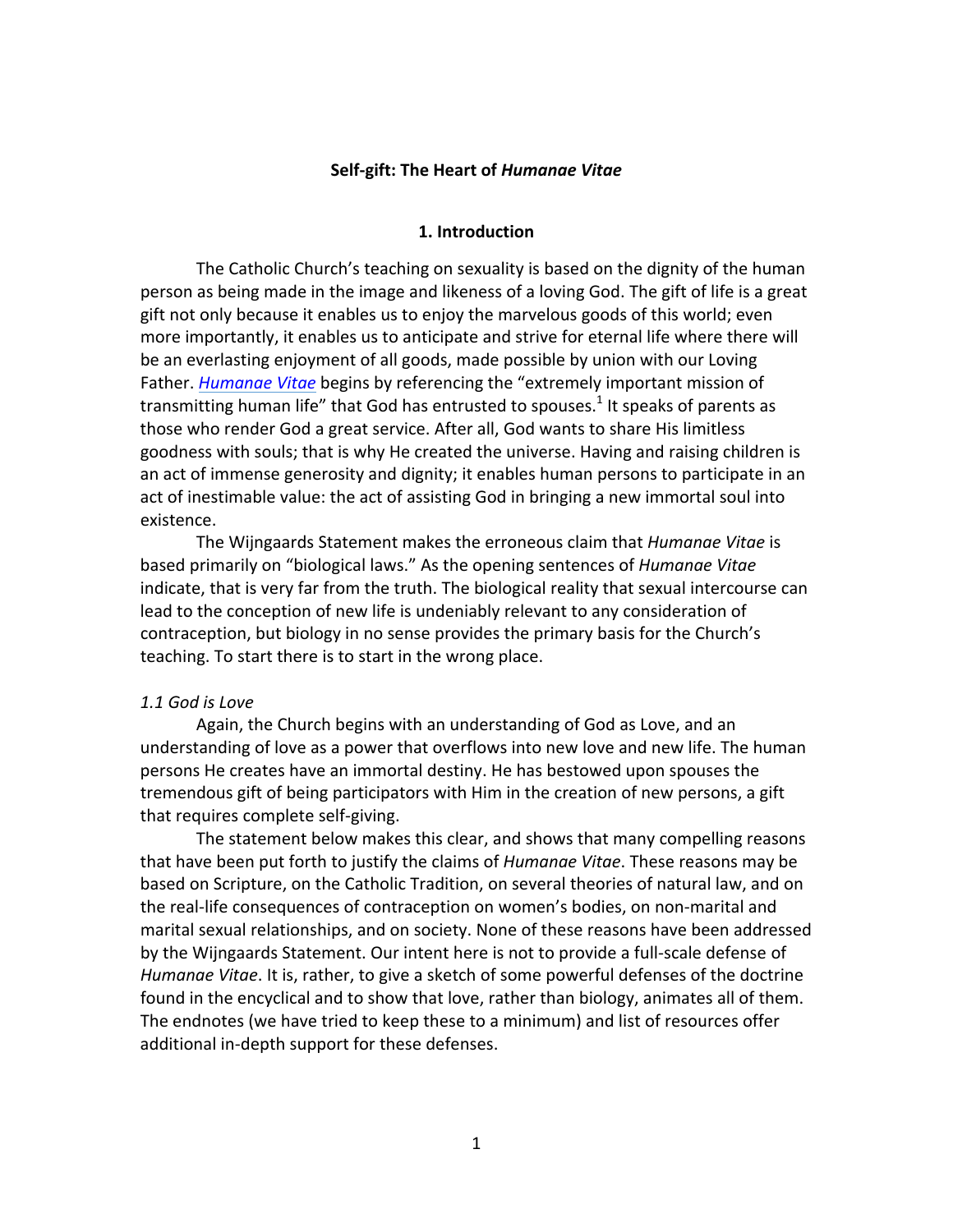**Self-gift: The Heart of *Humanae Vitae***

## 1. Introduction

The Catholic Church's teaching on sexuality is based on the dignity of the human person as being made in the image and likeness of a loving God. The gift of life is a great gift not only because it enables us to enjoy the marvelous goods of this world; even more importantly, it enables us to anticipate and strive for eternal life where there will be an everlasting enjoyment of all goods, made possible by union with our Loving Father. *Humanae Vitae* begins by referencing the "extremely important mission of transmitting human life" that God has entrusted to spouses.[1] It speaks of parents as those who render God a great service. After all, God wants to share His limitless goodness with souls; that is why He created the universe. Having and raising children is an act of immense generosity and dignity; it enables human persons to participate in an act of inestimable value: the act of assisting God in bringing a new immortal soul into existence.

The Wijngaards Statement makes the erroneous claim that *Humanae Vitae* is based primarily on "biological laws." As the opening sentences of *Humanae Vitae* indicate, that is very far from the truth. The biological reality that sexual intercourse can lead to the conception of new life is undeniably relevant to any consideration of contraception, but biology in no sense provides the primary basis for the Church's teaching. To start there is to start in the wrong place.

### *1.1 God is Love*

Again, the Church begins with an understanding of God as Love, and an understanding of love as a power that overflows into new love and new life. The human persons He creates have an immortal destiny. He has bestowed upon spouses the tremendous gift of being participators with Him in the creation of new persons, a gift that requires complete self-giving.

The statement below makes this clear, and shows that many compelling reasons that have been put forth to justify the claims of *Humanae Vitae*. These reasons may be based on Scripture, on the Catholic Tradition, on several theories of natural law, and on the real-life consequences of contraception on women's bodies, on non-marital and marital sexual relationships, and on society. None of these reasons have been addressed by the Wijngaards Statement. Our intent here is not to provide a full-scale defense of *Humanae Vitae*. It is, rather, to give a sketch of some powerful defenses of the doctrine found in the encyclical and to show that love, rather than biology, animates all of them. The endnotes (we have tried to keep these to a minimum) and list of resources offer additional in-depth support for these defenses.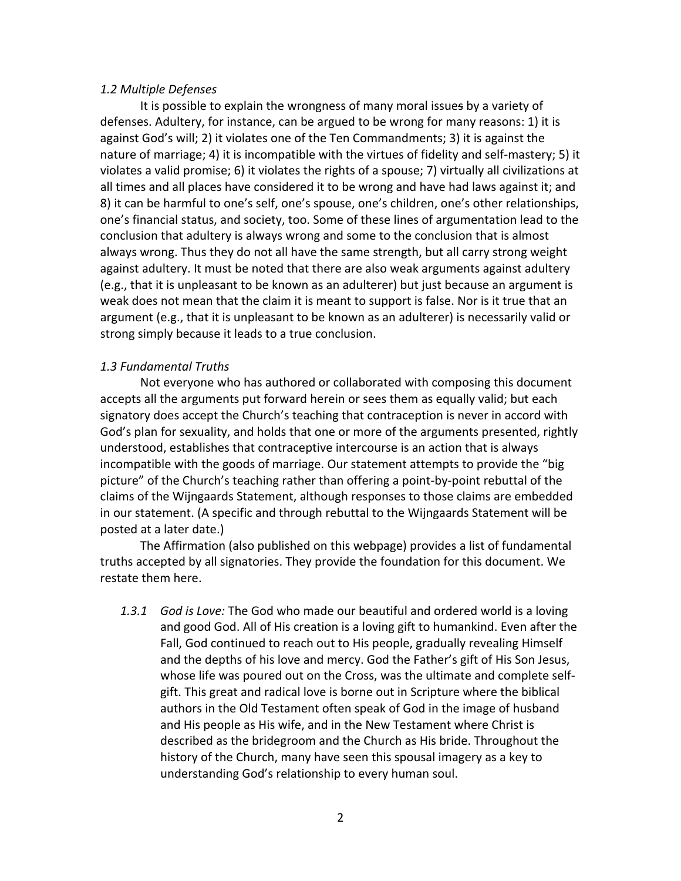*1.2 Multiple Defenses*

It is possible to explain the wrongness of many moral issues by a variety of defenses. Adultery, for instance, can be argued to be wrong for many reasons: 1) it is against God's will; 2) it violates one of the Ten Commandments; 3) it is against the nature of marriage; 4) it is incompatible with the virtues of fidelity and self-mastery; 5) it violates a valid promise; 6) it violates the rights of a spouse; 7) virtually all civilizations at all times and all places have considered it to be wrong and have had laws against it; and 8) it can be harmful to one's self, one's spouse, one's children, one's other relationships, one's financial status, and society, too. Some of these lines of argumentation lead to the conclusion that adultery is always wrong and some to the conclusion that is almost always wrong. Thus they do not all have the same strength, but all carry strong weight against adultery. It must be noted that there are also weak arguments against adultery (e.g., that it is unpleasant to be known as an adulterer) but just because an argument is weak does not mean that the claim it is meant to support is false. Nor is it true that an argument (e.g., that it is unpleasant to be known as an adulterer) is necessarily valid or strong simply because it leads to a true conclusion.

*1.3 Fundamental Truths*

Not everyone who has authored or collaborated with composing this document accepts all the arguments put forward herein or sees them as equally valid; but each signatory does accept the Church's teaching that contraception is never in accord with God's plan for sexuality, and holds that one or more of the arguments presented, rightly understood, establishes that contraceptive intercourse is an action that is always incompatible with the goods of marriage. Our statement attempts to provide the "big picture" of the Church's teaching rather than offering a point-by-point rebuttal of the claims of the Wijngaards Statement, although responses to those claims are embedded in our statement. (A specific and through rebuttal to the Wijngaards Statement will be posted at a later date.)

The Affirmation (also published on this webpage) provides a list of fundamental truths accepted by all signatories. They provide the foundation for this document. We restate them here.

1.3.1 *God is Love:* The God who made our beautiful and ordered world is a loving and good God. All of His creation is a loving gift to humankind. Even after the Fall, God continued to reach out to His people, gradually revealing Himself and the depths of his love and mercy. God the Father's gift of His Son Jesus, whose life was poured out on the Cross, was the ultimate and complete self-gift. This great and radical love is borne out in Scripture where the biblical authors in the Old Testament often speak of God in the image of husband and His people as His wife, and in the New Testament where Christ is described as the bridegroom and the Church as His bride. Throughout the history of the Church, many have seen this spousal imagery as a key to understanding God's relationship to every human soul.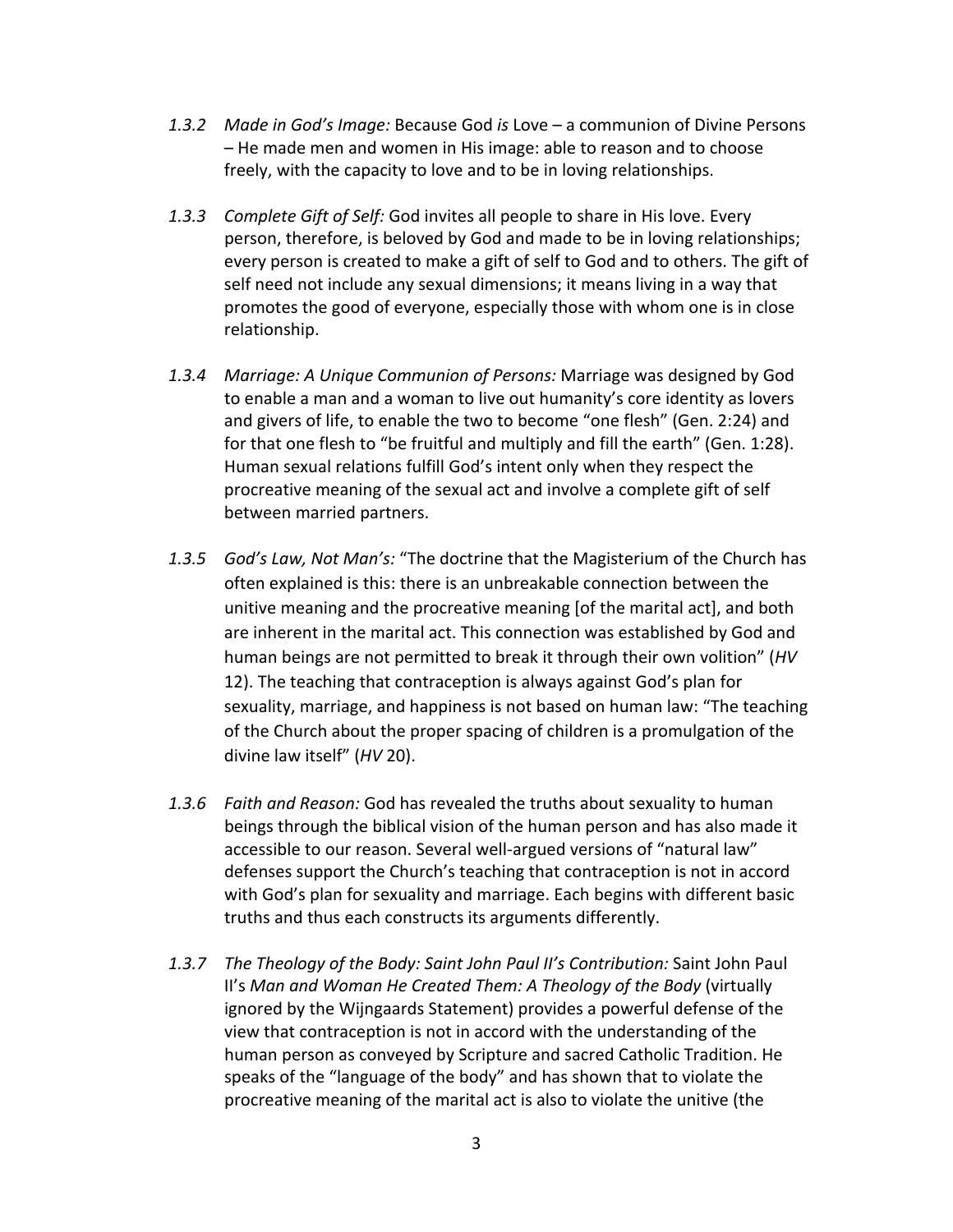1.3.2 *Made in God's Image:* Because God *is* Love – a communion of Divine Persons – He made men and women in His image: able to reason and to choose freely, with the capacity to love and to be in loving relationships.

1.3.3 *Complete Gift of Self:* God invites all people to share in His love. Every person, therefore, is beloved by God and made to be in loving relationships; every person is created to make a gift of self to God and to others. The gift of self need not include any sexual dimensions; it means living in a way that promotes the good of everyone, especially those with whom one is in close relationship.

1.3.4 *Marriage: A Unique Communion of Persons:* Marriage was designed by God to enable a man and a woman to live out humanity's core identity as lovers and givers of life, to enable the two to become "one flesh" (Gen. 2:24) and for that one flesh to "be fruitful and multiply and fill the earth" (Gen. 1:28). Human sexual relations fulfill God's intent only when they respect the procreative meaning of the sexual act and involve a complete gift of self between married partners.

1.3.5 *God's Law, Not Man's:* "The doctrine that the Magisterium of the Church has often explained is this: there is an unbreakable connection between the unitive meaning and the procreative meaning [of the marital act], and both are inherent in the marital act. This connection was established by God and human beings are not permitted to break it through their own volition" (*HV* 12). The teaching that contraception is always against God's plan for sexuality, marriage, and happiness is not based on human law: "The teaching of the Church about the proper spacing of children is a promulgation of the divine law itself" (*HV* 20).

1.3.6 *Faith and Reason:* God has revealed the truths about sexuality to human beings through the biblical vision of the human person and has also made it accessible to our reason. Several well-argued versions of "natural law" defenses support the Church's teaching that contraception is not in accord with God's plan for sexuality and marriage. Each begins with different basic truths and thus each constructs its arguments differently.

1.3.7 *The Theology of the Body: Saint John Paul II's Contribution:* Saint John Paul II's *Man and Woman He Created Them: A Theology of the Body* (virtually ignored by the Wijngaards Statement) provides a powerful defense of the view that contraception is not in accord with the understanding of the human person as conveyed by Scripture and sacred Catholic Tradition. He speaks of the "language of the body" and has shown that to violate the procreative meaning of the marital act is also to violate the unitive (the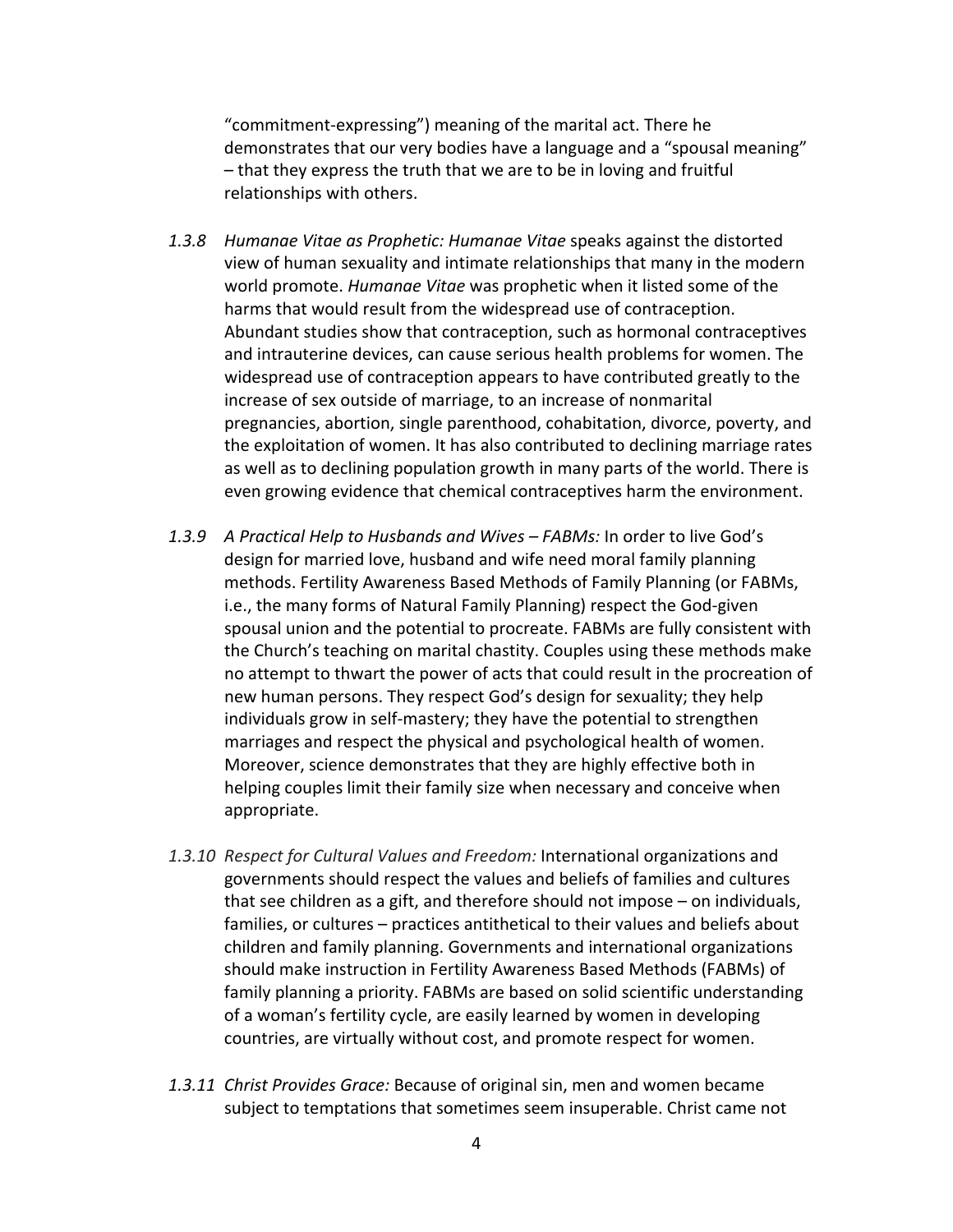"commitment-expressing") meaning of the marital act. There he demonstrates that our very bodies have a language and a "spousal meaning" – that they express the truth that we are to be in loving and fruitful relationships with others.

*1.3.8 Humanae Vitae as Prophetic: Humanae Vitae* speaks against the distorted view of human sexuality and intimate relationships that many in the modern world promote. *Humanae Vitae* was prophetic when it listed some of the harms that would result from the widespread use of contraception. Abundant studies show that contraception, such as hormonal contraceptives and intrauterine devices, can cause serious health problems for women. The widespread use of contraception appears to have contributed greatly to the increase of sex outside of marriage, to an increase of nonmarital pregnancies, abortion, single parenthood, cohabitation, divorce, poverty, and the exploitation of women. It has also contributed to declining marriage rates as well as to declining population growth in many parts of the world. There is even growing evidence that chemical contraceptives harm the environment.

*1.3.9 A Practical Help to Husbands and Wives – FABMs:* In order to live God's design for married love, husband and wife need moral family planning methods. Fertility Awareness Based Methods of Family Planning (or FABMs, i.e., the many forms of Natural Family Planning) respect the God-given spousal union and the potential to procreate. FABMs are fully consistent with the Church's teaching on marital chastity. Couples using these methods make no attempt to thwart the power of acts that could result in the procreation of new human persons. They respect God's design for sexuality; they help individuals grow in self-mastery; they have the potential to strengthen marriages and respect the physical and psychological health of women. Moreover, science demonstrates that they are highly effective both in helping couples limit their family size when necessary and conceive when appropriate.

*1.3.10 Respect for Cultural Values and Freedom:* International organizations and governments should respect the values and beliefs of families and cultures that see children as a gift, and therefore should not impose – on individuals, families, or cultures – practices antithetical to their values and beliefs about children and family planning. Governments and international organizations should make instruction in Fertility Awareness Based Methods (FABMs) of family planning a priority. FABMs are based on solid scientific understanding of a woman's fertility cycle, are easily learned by women in developing countries, are virtually without cost, and promote respect for women.

*1.3.11 Christ Provides Grace:* Because of original sin, men and women became subject to temptations that sometimes seem insuperable. Christ came not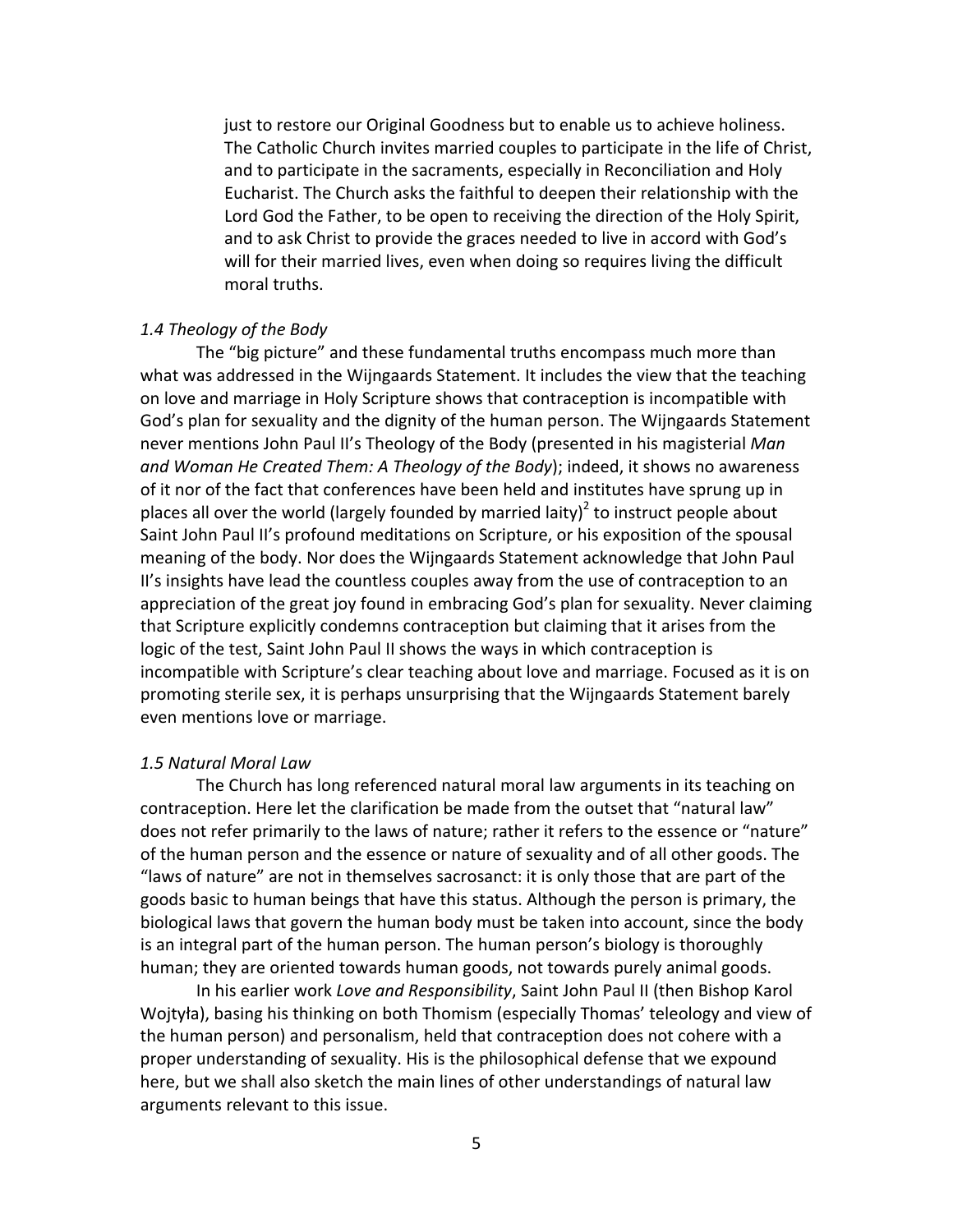just to restore our Original Goodness but to enable us to achieve holiness. The Catholic Church invites married couples to participate in the life of Christ, and to participate in the sacraments, especially in Reconciliation and Holy Eucharist. The Church asks the faithful to deepen their relationship with the Lord God the Father, to be open to receiving the direction of the Holy Spirit, and to ask Christ to provide the graces needed to live in accord with God's will for their married lives, even when doing so requires living the difficult moral truths.

### *1.4 Theology of the Body*

The "big picture" and these fundamental truths encompass much more than what was addressed in the Wijngaards Statement. It includes the view that the teaching on love and marriage in Holy Scripture shows that contraception is incompatible with God's plan for sexuality and the dignity of the human person. The Wijngaards Statement never mentions John Paul II's Theology of the Body (presented in his magisterial *Man and Woman He Created Them: A Theology of the Body*); indeed, it shows no awareness of it nor of the fact that conferences have been held and institutes have sprung up in places all over the world (largely founded by married laity)[2] to instruct people about Saint John Paul II's profound meditations on Scripture, or his exposition of the spousal meaning of the body. Nor does the Wijngaards Statement acknowledge that John Paul II's insights have lead the countless couples away from the use of contraception to an appreciation of the great joy found in embracing God's plan for sexuality. Never claiming that Scripture explicitly condemns contraception but claiming that it arises from the logic of the test, Saint John Paul II shows the ways in which contraception is incompatible with Scripture's clear teaching about love and marriage. Focused as it is on promoting sterile sex, it is perhaps unsurprising that the Wijngaards Statement barely even mentions love or marriage.

### *1.5 Natural Moral Law*

The Church has long referenced natural moral law arguments in its teaching on contraception. Here let the clarification be made from the outset that "natural law" does not refer primarily to the laws of nature; rather it refers to the essence or "nature" of the human person and the essence or nature of sexuality and of all other goods. The "laws of nature" are not in themselves sacrosanct: it is only those that are part of the goods basic to human beings that have this status. Although the person is primary, the biological laws that govern the human body must be taken into account, since the body is an integral part of the human person. The human person's biology is thoroughly human; they are oriented towards human goods, not towards purely animal goods.

In his earlier work *Love and Responsibility*, Saint John Paul II (then Bishop Karol Wojtyła), basing his thinking on both Thomism (especially Thomas' teleology and view of the human person) and personalism, held that contraception does not cohere with a proper understanding of sexuality. His is the philosophical defense that we expound here, but we shall also sketch the main lines of other understandings of natural law arguments relevant to this issue.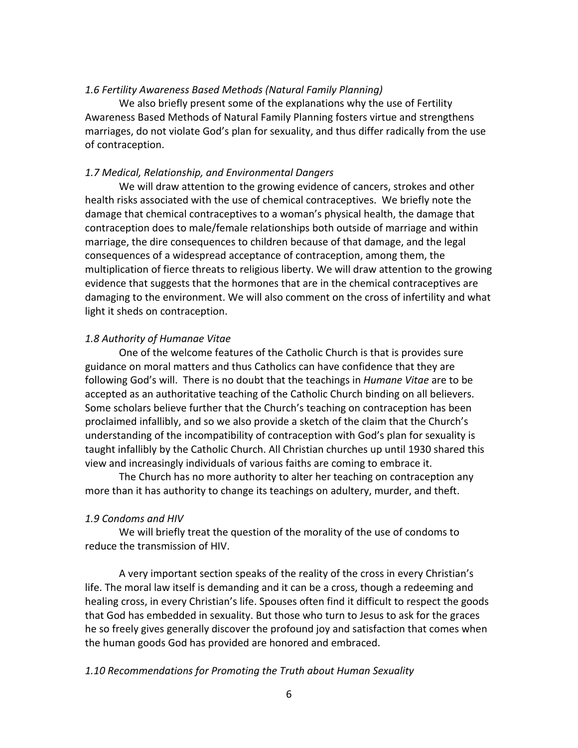*1.6 Fertility Awareness Based Methods (Natural Family Planning)*

We also briefly present some of the explanations why the use of Fertility Awareness Based Methods of Natural Family Planning fosters virtue and strengthens marriages, do not violate God's plan for sexuality, and thus differ radically from the use of contraception.

*1.7 Medical, Relationship, and Environmental Dangers*

We will draw attention to the growing evidence of cancers, strokes and other health risks associated with the use of chemical contraceptives. We briefly note the damage that chemical contraceptives to a woman's physical health, the damage that contraception does to male/female relationships both outside of marriage and within marriage, the dire consequences to children because of that damage, and the legal consequences of a widespread acceptance of contraception, among them, the multiplication of fierce threats to religious liberty. We will draw attention to the growing evidence that suggests that the hormones that are in the chemical contraceptives are damaging to the environment. We will also comment on the cross of infertility and what light it sheds on contraception.

*1.8 Authority of Humanae Vitae*

One of the welcome features of the Catholic Church is that is provides sure guidance on moral matters and thus Catholics can have confidence that they are following God's will. There is no doubt that the teachings in *Humane Vitae* are to be accepted as an authoritative teaching of the Catholic Church binding on all believers. Some scholars believe further that the Church's teaching on contraception has been proclaimed infallibly, and so we also provide a sketch of the claim that the Church's understanding of the incompatibility of contraception with God's plan for sexuality is taught infallibly by the Catholic Church. All Christian churches up until 1930 shared this view and increasingly individuals of various faiths are coming to embrace it.

The Church has no more authority to alter her teaching on contraception any more than it has authority to change its teachings on adultery, murder, and theft.

*1.9 Condoms and HIV*

We will briefly treat the question of the morality of the use of condoms to reduce the transmission of HIV.

A very important section speaks of the reality of the cross in every Christian's life. The moral law itself is demanding and it can be a cross, though a redeeming and healing cross, in every Christian's life. Spouses often find it difficult to respect the goods that God has embedded in sexuality. But those who turn to Jesus to ask for the graces he so freely gives generally discover the profound joy and satisfaction that comes when the human goods God has provided are honored and embraced.

*1.10 Recommendations for Promoting the Truth about Human Sexuality*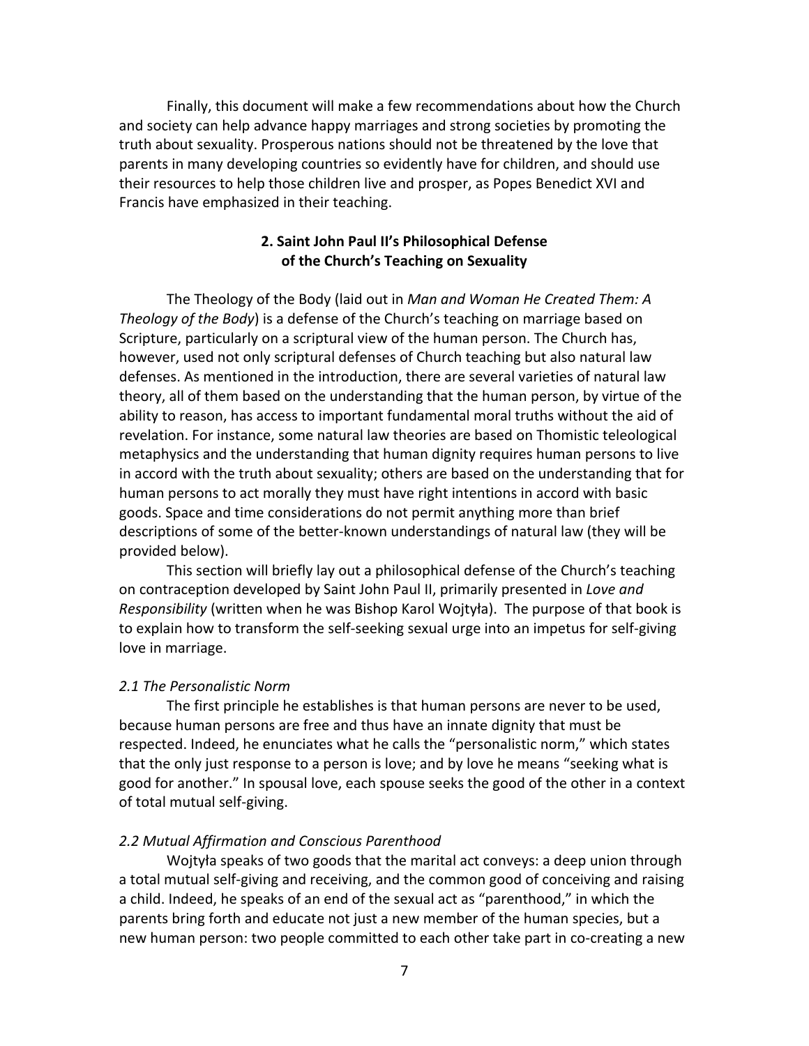Finally, this document will make a few recommendations about how the Church and society can help advance happy marriages and strong societies by promoting the truth about sexuality. Prosperous nations should not be threatened by the love that parents in many developing countries so evidently have for children, and should use their resources to help those children live and prosper, as Popes Benedict XVI and Francis have emphasized in their teaching.

## 2. Saint John Paul II's Philosophical Defense of the Church's Teaching on Sexuality

The Theology of the Body (laid out in *Man and Woman He Created Them: A Theology of the Body*) is a defense of the Church's teaching on marriage based on Scripture, particularly on a scriptural view of the human person. The Church has, however, used not only scriptural defenses of Church teaching but also natural law defenses. As mentioned in the introduction, there are several varieties of natural law theory, all of them based on the understanding that the human person, by virtue of the ability to reason, has access to important fundamental moral truths without the aid of revelation. For instance, some natural law theories are based on Thomistic teleological metaphysics and the understanding that human dignity requires human persons to live in accord with the truth about sexuality; others are based on the understanding that for human persons to act morally they must have right intentions in accord with basic goods. Space and time considerations do not permit anything more than brief descriptions of some of the better-known understandings of natural law (they will be provided below).

This section will briefly lay out a philosophical defense of the Church's teaching on contraception developed by Saint John Paul II, primarily presented in *Love and Responsibility* (written when he was Bishop Karol Wojtyła). The purpose of that book is to explain how to transform the self-seeking sexual urge into an impetus for self-giving love in marriage.

### *2.1 The Personalistic Norm*

The first principle he establishes is that human persons are never to be used, because human persons are free and thus have an innate dignity that must be respected. Indeed, he enunciates what he calls the "personalistic norm," which states that the only just response to a person is love; and by love he means "seeking what is good for another." In spousal love, each spouse seeks the good of the other in a context of total mutual self-giving.

### *2.2 Mutual Affirmation and Conscious Parenthood*

Wojtyła speaks of two goods that the marital act conveys: a deep union through a total mutual self-giving and receiving, and the common good of conceiving and raising a child. Indeed, he speaks of an end of the sexual act as "parenthood," in which the parents bring forth and educate not just a new member of the human species, but a new human person: two people committed to each other take part in co-creating a new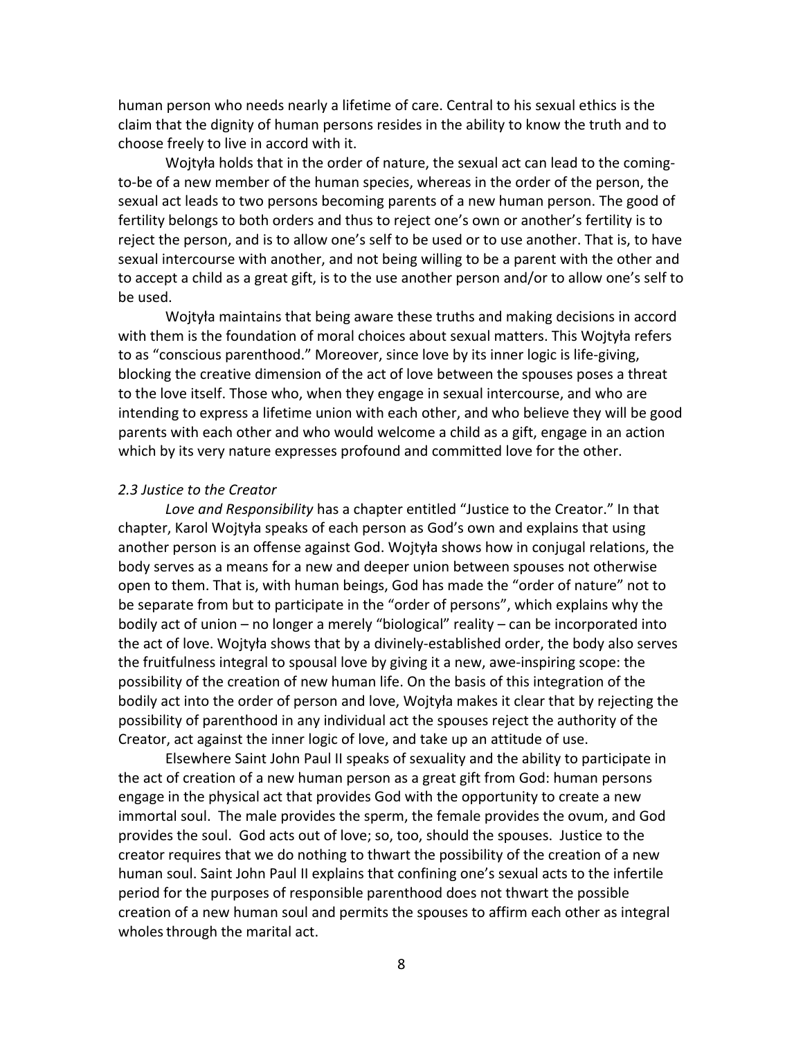human person who needs nearly a lifetime of care. Central to his sexual ethics is the claim that the dignity of human persons resides in the ability to know the truth and to choose freely to live in accord with it.

Wojtyła holds that in the order of nature, the sexual act can lead to the coming-to-be of a new member of the human species, whereas in the order of the person, the sexual act leads to two persons becoming parents of a new human person. The good of fertility belongs to both orders and thus to reject one's own or another's fertility is to reject the person, and is to allow one's self to be used or to use another. That is, to have sexual intercourse with another, and not being willing to be a parent with the other and to accept a child as a great gift, is to the use another person and/or to allow one's self to be used.

Wojtyła maintains that being aware these truths and making decisions in accord with them is the foundation of moral choices about sexual matters. This Wojtyła refers to as "conscious parenthood." Moreover, since love by its inner logic is life-giving, blocking the creative dimension of the act of love between the spouses poses a threat to the love itself. Those who, when they engage in sexual intercourse, and who are intending to express a lifetime union with each other, and who believe they will be good parents with each other and who would welcome a child as a gift, engage in an action which by its very nature expresses profound and committed love for the other.

### *2.3 Justice to the Creator*

*Love and Responsibility* has a chapter entitled "Justice to the Creator." In that chapter, Karol Wojtyła speaks of each person as God's own and explains that using another person is an offense against God. Wojtyła shows how in conjugal relations, the body serves as a means for a new and deeper union between spouses not otherwise open to them. That is, with human beings, God has made the "order of nature" not to be separate from but to participate in the "order of persons", which explains why the bodily act of union – no longer a merely "biological" reality – can be incorporated into the act of love. Wojtyła shows that by a divinely-established order, the body also serves the fruitfulness integral to spousal love by giving it a new, awe-inspiring scope: the possibility of the creation of new human life. On the basis of this integration of the bodily act into the order of person and love, Wojtyła makes it clear that by rejecting the possibility of parenthood in any individual act the spouses reject the authority of the Creator, act against the inner logic of love, and take up an attitude of use.

Elsewhere Saint John Paul II speaks of sexuality and the ability to participate in the act of creation of a new human person as a great gift from God: human persons engage in the physical act that provides God with the opportunity to create a new immortal soul. The male provides the sperm, the female provides the ovum, and God provides the soul. God acts out of love; so, too, should the spouses. Justice to the creator requires that we do nothing to thwart the possibility of the creation of a new human soul. Saint John Paul II explains that confining one's sexual acts to the infertile period for the purposes of responsible parenthood does not thwart the possible creation of a new human soul and permits the spouses to affirm each other as integral wholes through the marital act.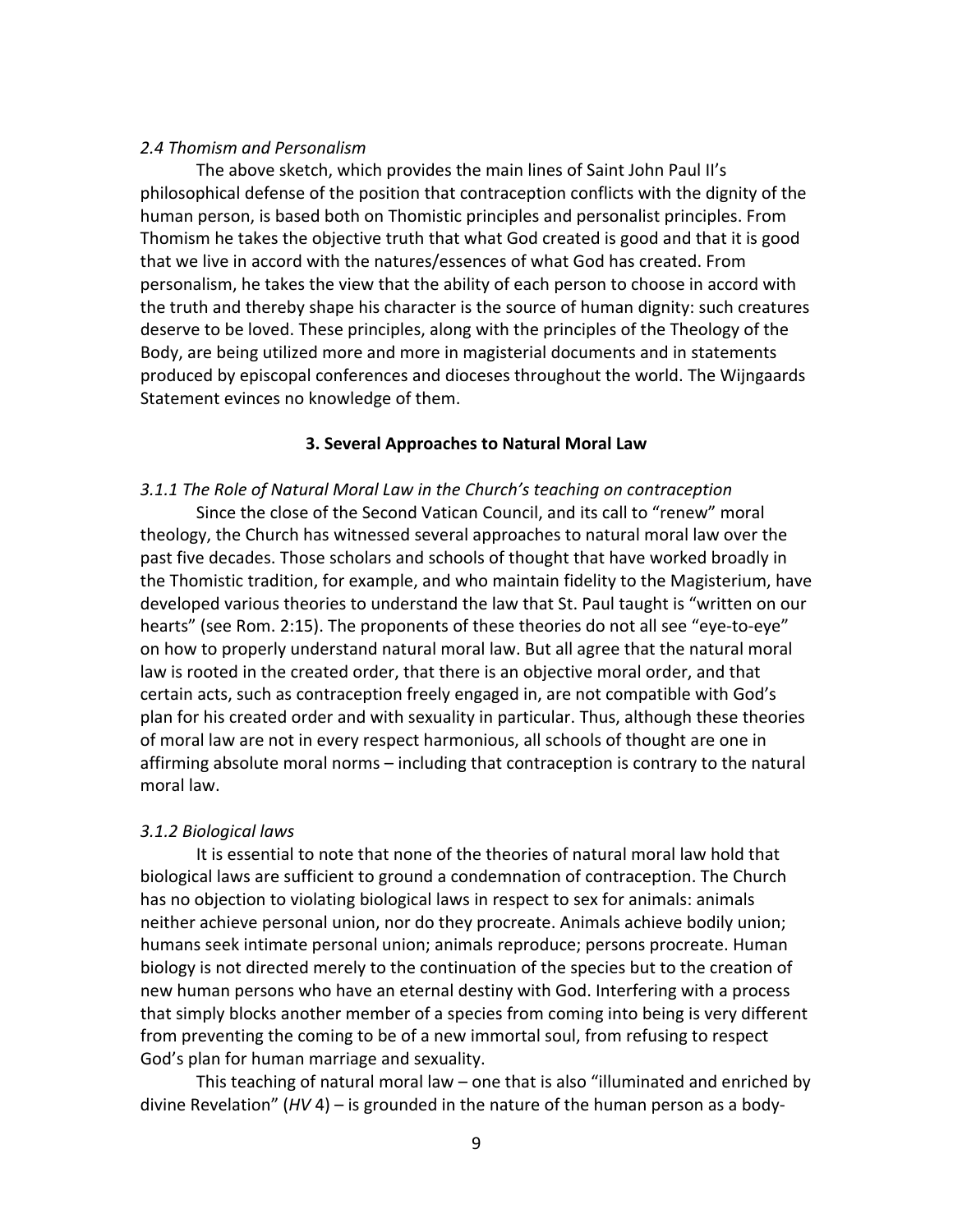*2.4 Thomism and Personalism*

The above sketch, which provides the main lines of Saint John Paul II's philosophical defense of the position that contraception conflicts with the dignity of the human person, is based both on Thomistic principles and personalist principles. From Thomism he takes the objective truth that what God created is good and that it is good that we live in accord with the natures/essences of what God has created. From personalism, he takes the view that the ability of each person to choose in accord with the truth and thereby shape his character is the source of human dignity: such creatures deserve to be loved. These principles, along with the principles of the Theology of the Body, are being utilized more and more in magisterial documents and in statements produced by episcopal conferences and dioceses throughout the world. The Wijngaards Statement evinces no knowledge of them.

## 3. Several Approaches to Natural Moral Law

*3.1.1 The Role of Natural Moral Law in the Church's teaching on contraception*

Since the close of the Second Vatican Council, and its call to "renew" moral theology, the Church has witnessed several approaches to natural moral law over the past five decades. Those scholars and schools of thought that have worked broadly in the Thomistic tradition, for example, and who maintain fidelity to the Magisterium, have developed various theories to understand the law that St. Paul taught is "written on our hearts" (see Rom. 2:15). The proponents of these theories do not all see "eye-to-eye" on how to properly understand natural moral law. But all agree that the natural moral law is rooted in the created order, that there is an objective moral order, and that certain acts, such as contraception freely engaged in, are not compatible with God's plan for his created order and with sexuality in particular. Thus, although these theories of moral law are not in every respect harmonious, all schools of thought are one in affirming absolute moral norms – including that contraception is contrary to the natural moral law.

*3.1.2 Biological laws*

It is essential to note that none of the theories of natural moral law hold that biological laws are sufficient to ground a condemnation of contraception. The Church has no objection to violating biological laws in respect to sex for animals: animals neither achieve personal union, nor do they procreate. Animals achieve bodily union; humans seek intimate personal union; animals reproduce; persons procreate. Human biology is not directed merely to the continuation of the species but to the creation of new human persons who have an eternal destiny with God. Interfering with a process that simply blocks another member of a species from coming into being is very different from preventing the coming to be of a new immortal soul, from refusing to respect God's plan for human marriage and sexuality.

This teaching of natural moral law – one that is also "illuminated and enriched by divine Revelation" (*HV* 4) – is grounded in the nature of the human person as a body-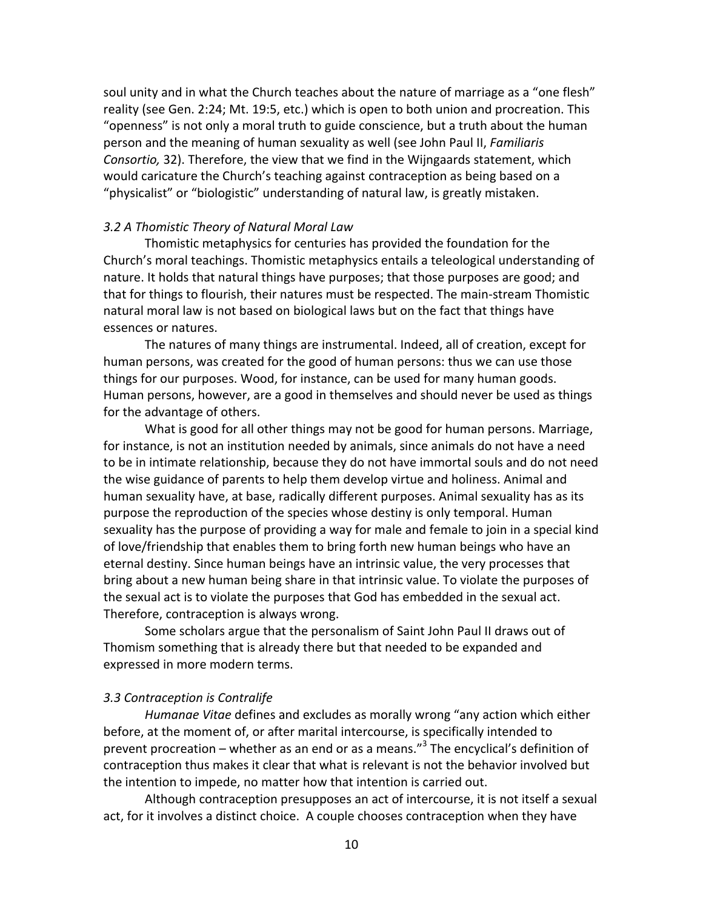soul unity and in what the Church teaches about the nature of marriage as a "one flesh" reality (see Gen. 2:24; Mt. 19:5, etc.) which is open to both union and procreation. This "openness" is not only a moral truth to guide conscience, but a truth about the human person and the meaning of human sexuality as well (see John Paul II, *Familiaris Consortio,* 32). Therefore, the view that we find in the Wijngaards statement, which would caricature the Church's teaching against contraception as being based on a "physicalist" or "biologistic" understanding of natural law, is greatly mistaken.

### *3.2 A Thomistic Theory of Natural Moral Law*

Thomistic metaphysics for centuries has provided the foundation for the Church's moral teachings. Thomistic metaphysics entails a teleological understanding of nature. It holds that natural things have purposes; that those purposes are good; and that for things to flourish, their natures must be respected. The main-stream Thomistic natural moral law is not based on biological laws but on the fact that things have essences or natures.

The natures of many things are instrumental. Indeed, all of creation, except for human persons, was created for the good of human persons: thus we can use those things for our purposes. Wood, for instance, can be used for many human goods. Human persons, however, are a good in themselves and should never be used as things for the advantage of others.

What is good for all other things may not be good for human persons. Marriage, for instance, is not an institution needed by animals, since animals do not have a need to be in intimate relationship, because they do not have immortal souls and do not need the wise guidance of parents to help them develop virtue and holiness. Animal and human sexuality have, at base, radically different purposes. Animal sexuality has as its purpose the reproduction of the species whose destiny is only temporal. Human sexuality has the purpose of providing a way for male and female to join in a special kind of love/friendship that enables them to bring forth new human beings who have an eternal destiny. Since human beings have an intrinsic value, the very processes that bring about a new human being share in that intrinsic value. To violate the purposes of the sexual act is to violate the purposes that God has embedded in the sexual act. Therefore, contraception is always wrong.

Some scholars argue that the personalism of Saint John Paul II draws out of Thomism something that is already there but that needed to be expanded and expressed in more modern terms.

### *3.3 Contraception is Contralife*

*Humanae Vitae* defines and excludes as morally wrong "any action which either before, at the moment of, or after marital intercourse, is specifically intended to prevent procreation – whether as an end or as a means."[3] The encyclical's definition of contraception thus makes it clear that what is relevant is not the behavior involved but the intention to impede, no matter how that intention is carried out.

Although contraception presupposes an act of intercourse, it is not itself a sexual act, for it involves a distinct choice. A couple chooses contraception when they have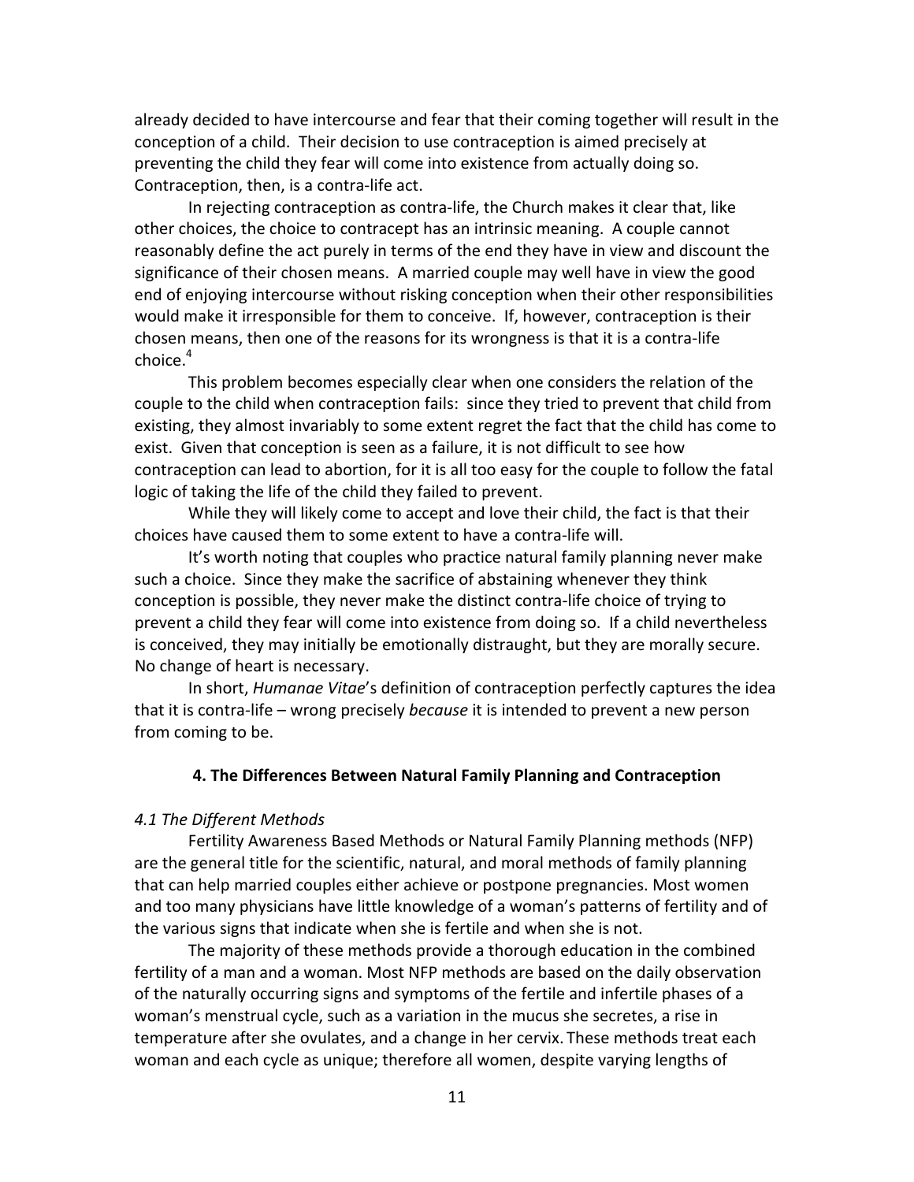already decided to have intercourse and fear that their coming together will result in the conception of a child. Their decision to use contraception is aimed precisely at preventing the child they fear will come into existence from actually doing so. Contraception, then, is a contra-life act.

In rejecting contraception as contra-life, the Church makes it clear that, like other choices, the choice to contracept has an intrinsic meaning. A couple cannot reasonably define the act purely in terms of the end they have in view and discount the significance of their chosen means. A married couple may well have in view the good end of enjoying intercourse without risking conception when their other responsibilities would make it irresponsible for them to conceive. If, however, contraception is their chosen means, then one of the reasons for its wrongness is that it is a contra-life choice.[4]

This problem becomes especially clear when one considers the relation of the couple to the child when contraception fails: since they tried to prevent that child from existing, they almost invariably to some extent regret the fact that the child has come to exist. Given that conception is seen as a failure, it is not difficult to see how contraception can lead to abortion, for it is all too easy for the couple to follow the fatal logic of taking the life of the child they failed to prevent.

While they will likely come to accept and love their child, the fact is that their choices have caused them to some extent to have a contra-life will.

It's worth noting that couples who practice natural family planning never make such a choice. Since they make the sacrifice of abstaining whenever they think conception is possible, they never make the distinct contra-life choice of trying to prevent a child they fear will come into existence from doing so. If a child nevertheless is conceived, they may initially be emotionally distraught, but they are morally secure. No change of heart is necessary.

In short, *Humanae Vitae*'s definition of contraception perfectly captures the idea that it is contra-life – wrong precisely *because* it is intended to prevent a new person from coming to be.

## 4. The Differences Between Natural Family Planning and Contraception

### *4.1 The Different Methods*

Fertility Awareness Based Methods or Natural Family Planning methods (NFP) are the general title for the scientific, natural, and moral methods of family planning that can help married couples either achieve or postpone pregnancies. Most women and too many physicians have little knowledge of a woman's patterns of fertility and of the various signs that indicate when she is fertile and when she is not.

The majority of these methods provide a thorough education in the combined fertility of a man and a woman. Most NFP methods are based on the daily observation of the naturally occurring signs and symptoms of the fertile and infertile phases of a woman's menstrual cycle, such as a variation in the mucus she secretes, a rise in temperature after she ovulates, and a change in her cervix. These methods treat each woman and each cycle as unique; therefore all women, despite varying lengths of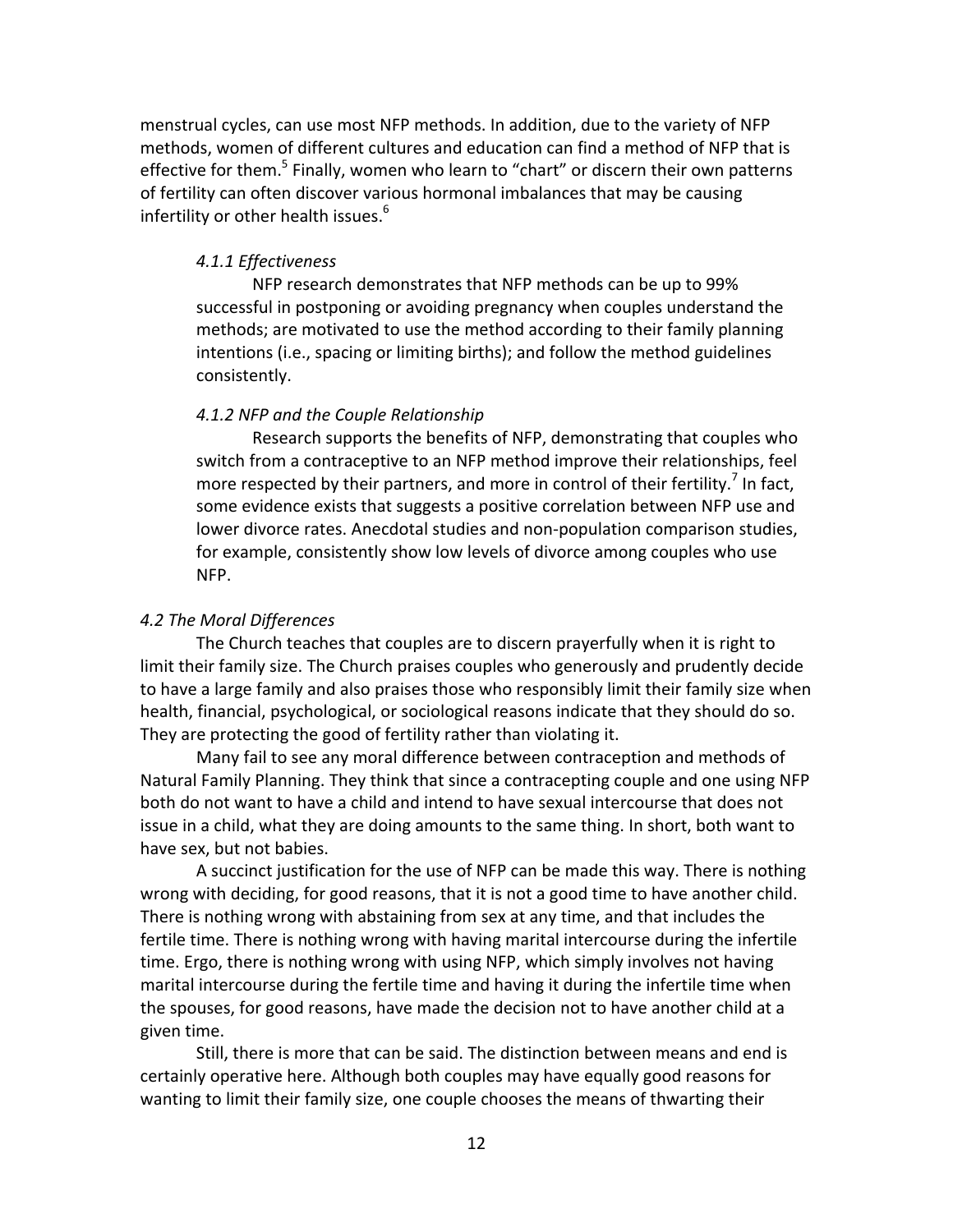menstrual cycles, can use most NFP methods. In addition, due to the variety of NFP methods, women of different cultures and education can find a method of NFP that is effective for them.[5] Finally, women who learn to "chart" or discern their own patterns of fertility can often discover various hormonal imbalances that may be causing infertility or other health issues.[6]

#### *4.1.1 Effectiveness*

NFP research demonstrates that NFP methods can be up to 99% successful in postponing or avoiding pregnancy when couples understand the methods; are motivated to use the method according to their family planning intentions (i.e., spacing or limiting births); and follow the method guidelines consistently.

#### *4.1.2 NFP and the Couple Relationship*

Research supports the benefits of NFP, demonstrating that couples who switch from a contraceptive to an NFP method improve their relationships, feel more respected by their partners, and more in control of their fertility.[7] In fact, some evidence exists that suggests a positive correlation between NFP use and lower divorce rates. Anecdotal studies and non-population comparison studies, for example, consistently show low levels of divorce among couples who use NFP.

### *4.2 The Moral Differences*

The Church teaches that couples are to discern prayerfully when it is right to limit their family size. The Church praises couples who generously and prudently decide to have a large family and also praises those who responsibly limit their family size when health, financial, psychological, or sociological reasons indicate that they should do so. They are protecting the good of fertility rather than violating it.

Many fail to see any moral difference between contraception and methods of Natural Family Planning. They think that since a contracepting couple and one using NFP both do not want to have a child and intend to have sexual intercourse that does not issue in a child, what they are doing amounts to the same thing. In short, both want to have sex, but not babies.

A succinct justification for the use of NFP can be made this way. There is nothing wrong with deciding, for good reasons, that it is not a good time to have another child. There is nothing wrong with abstaining from sex at any time, and that includes the fertile time. There is nothing wrong with having marital intercourse during the infertile time. Ergo, there is nothing wrong with using NFP, which simply involves not having marital intercourse during the fertile time and having it during the infertile time when the spouses, for good reasons, have made the decision not to have another child at a given time.

Still, there is more that can be said. The distinction between means and end is certainly operative here. Although both couples may have equally good reasons for wanting to limit their family size, one couple chooses the means of thwarting their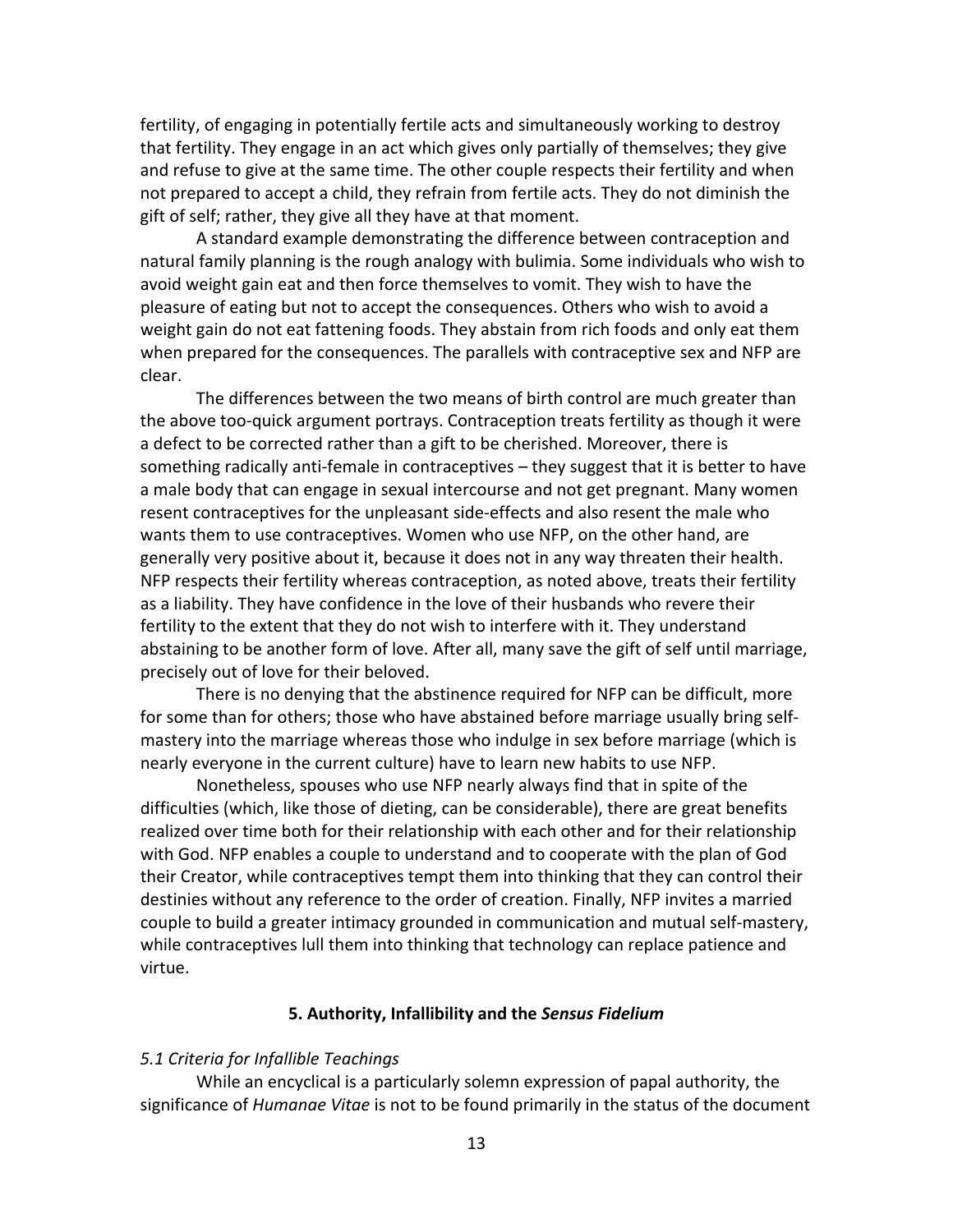fertility, of engaging in potentially fertile acts and simultaneously working to destroy that fertility. They engage in an act which gives only partially of themselves; they give and refuse to give at the same time. The other couple respects their fertility and when not prepared to accept a child, they refrain from fertile acts. They do not diminish the gift of self; rather, they give all they have at that moment.

A standard example demonstrating the difference between contraception and natural family planning is the rough analogy with bulimia. Some individuals who wish to avoid weight gain eat and then force themselves to vomit. They wish to have the pleasure of eating but not to accept the consequences. Others who wish to avoid a weight gain do not eat fattening foods. They abstain from rich foods and only eat them when prepared for the consequences. The parallels with contraceptive sex and NFP are clear.

The differences between the two means of birth control are much greater than the above too-quick argument portrays. Contraception treats fertility as though it were a defect to be corrected rather than a gift to be cherished. Moreover, there is something radically anti-female in contraceptives – they suggest that it is better to have a male body that can engage in sexual intercourse and not get pregnant. Many women resent contraceptives for the unpleasant side-effects and also resent the male who wants them to use contraceptives. Women who use NFP, on the other hand, are generally very positive about it, because it does not in any way threaten their health. NFP respects their fertility whereas contraception, as noted above, treats their fertility as a liability. They have confidence in the love of their husbands who revere their fertility to the extent that they do not wish to interfere with it. They understand abstaining to be another form of love. After all, many save the gift of self until marriage, precisely out of love for their beloved.

There is no denying that the abstinence required for NFP can be difficult, more for some than for others; those who have abstained before marriage usually bring self-mastery into the marriage whereas those who indulge in sex before marriage (which is nearly everyone in the current culture) have to learn new habits to use NFP.

Nonetheless, spouses who use NFP nearly always find that in spite of the difficulties (which, like those of dieting, can be considerable), there are great benefits realized over time both for their relationship with each other and for their relationship with God. NFP enables a couple to understand and to cooperate with the plan of God their Creator, while contraceptives tempt them into thinking that they can control their destinies without any reference to the order of creation. Finally, NFP invites a married couple to build a greater intimacy grounded in communication and mutual self-mastery, while contraceptives lull them into thinking that technology can replace patience and virtue.

## 5. Authority, Infallibility and the *Sensus Fidelium*

### *5.1 Criteria for Infallible Teachings*

While an encyclical is a particularly solemn expression of papal authority, the significance of *Humanae Vitae* is not to be found primarily in the status of the document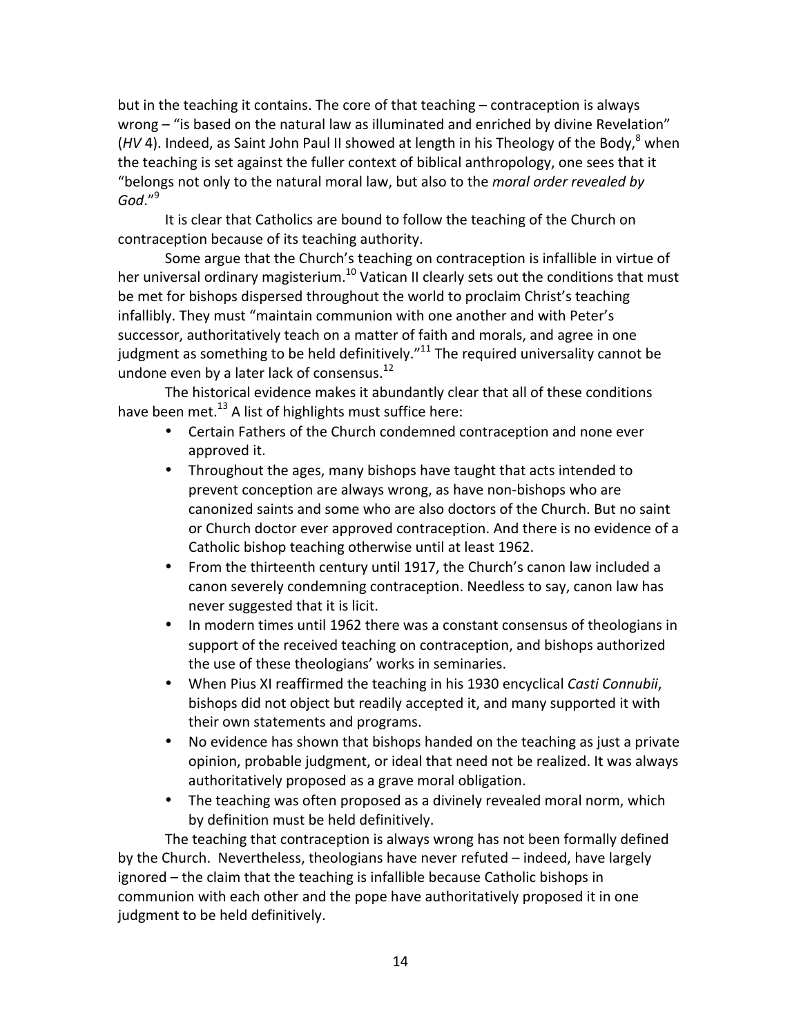but in the teaching it contains. The core of that teaching – contraception is always wrong – "is based on the natural law as illuminated and enriched by divine Revelation" (*HV* 4). Indeed, as Saint John Paul II showed at length in his Theology of the Body,[8] when the teaching is set against the fuller context of biblical anthropology, one sees that it "belongs not only to the natural moral law, but also to the *moral order revealed by God*."[9]

It is clear that Catholics are bound to follow the teaching of the Church on contraception because of its teaching authority.

Some argue that the Church's teaching on contraception is infallible in virtue of her universal ordinary magisterium.[10] Vatican II clearly sets out the conditions that must be met for bishops dispersed throughout the world to proclaim Christ's teaching infallibly. They must "maintain communion with one another and with Peter's successor, authoritatively teach on a matter of faith and morals, and agree in one judgment as something to be held definitively."[11] The required universality cannot be undone even by a later lack of consensus.[12]

The historical evidence makes it abundantly clear that all of these conditions have been met.[13] A list of highlights must suffice here:

- Certain Fathers of the Church condemned contraception and none ever approved it.
- Throughout the ages, many bishops have taught that acts intended to prevent conception are always wrong, as have non-bishops who are canonized saints and some who are also doctors of the Church. But no saint or Church doctor ever approved contraception. And there is no evidence of a Catholic bishop teaching otherwise until at least 1962.
- From the thirteenth century until 1917, the Church's canon law included a canon severely condemning contraception. Needless to say, canon law has never suggested that it is licit.
- In modern times until 1962 there was a constant consensus of theologians in support of the received teaching on contraception, and bishops authorized the use of these theologians' works in seminaries.
- When Pius XI reaffirmed the teaching in his 1930 encyclical *Casti Connubii*, bishops did not object but readily accepted it, and many supported it with their own statements and programs.
- No evidence has shown that bishops handed on the teaching as just a private opinion, probable judgment, or ideal that need not be realized. It was always authoritatively proposed as a grave moral obligation.
- The teaching was often proposed as a divinely revealed moral norm, which by definition must be held definitively.

The teaching that contraception is always wrong has not been formally defined by the Church. Nevertheless, theologians have never refuted – indeed, have largely ignored – the claim that the teaching is infallible because Catholic bishops in communion with each other and the pope have authoritatively proposed it in one judgment to be held definitively.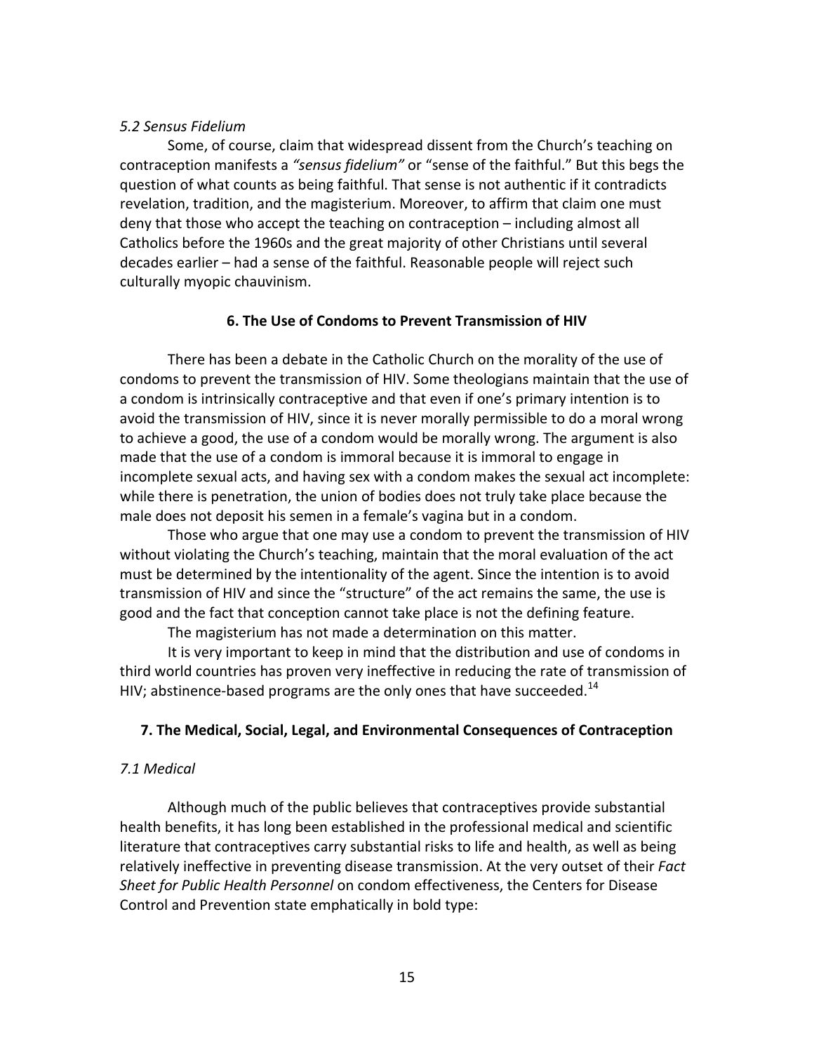*5.2 Sensus Fidelium*

Some, of course, claim that widespread dissent from the Church's teaching on contraception manifests a *"sensus fidelium"* or "sense of the faithful." But this begs the question of what counts as being faithful. That sense is not authentic if it contradicts revelation, tradition, and the magisterium. Moreover, to affirm that claim one must deny that those who accept the teaching on contraception – including almost all Catholics before the 1960s and the great majority of other Christians until several decades earlier – had a sense of the faithful. Reasonable people will reject such culturally myopic chauvinism.

## 6. The Use of Condoms to Prevent Transmission of HIV

There has been a debate in the Catholic Church on the morality of the use of condoms to prevent the transmission of HIV. Some theologians maintain that the use of a condom is intrinsically contraceptive and that even if one's primary intention is to avoid the transmission of HIV, since it is never morally permissible to do a moral wrong to achieve a good, the use of a condom would be morally wrong. The argument is also made that the use of a condom is immoral because it is immoral to engage in incomplete sexual acts, and having sex with a condom makes the sexual act incomplete: while there is penetration, the union of bodies does not truly take place because the male does not deposit his semen in a female's vagina but in a condom.

Those who argue that one may use a condom to prevent the transmission of HIV without violating the Church's teaching, maintain that the moral evaluation of the act must be determined by the intentionality of the agent. Since the intention is to avoid transmission of HIV and since the "structure" of the act remains the same, the use is good and the fact that conception cannot take place is not the defining feature.

The magisterium has not made a determination on this matter.

It is very important to keep in mind that the distribution and use of condoms in third world countries has proven very ineffective in reducing the rate of transmission of HIV; abstinence-based programs are the only ones that have succeeded.[14]

## 7. The Medical, Social, Legal, and Environmental Consequences of Contraception

*7.1 Medical*

Although much of the public believes that contraceptives provide substantial health benefits, it has long been established in the professional medical and scientific literature that contraceptives carry substantial risks to life and health, as well as being relatively ineffective in preventing disease transmission. At the very outset of their *Fact Sheet for Public Health Personnel* on condom effectiveness, the Centers for Disease Control and Prevention state emphatically in bold type: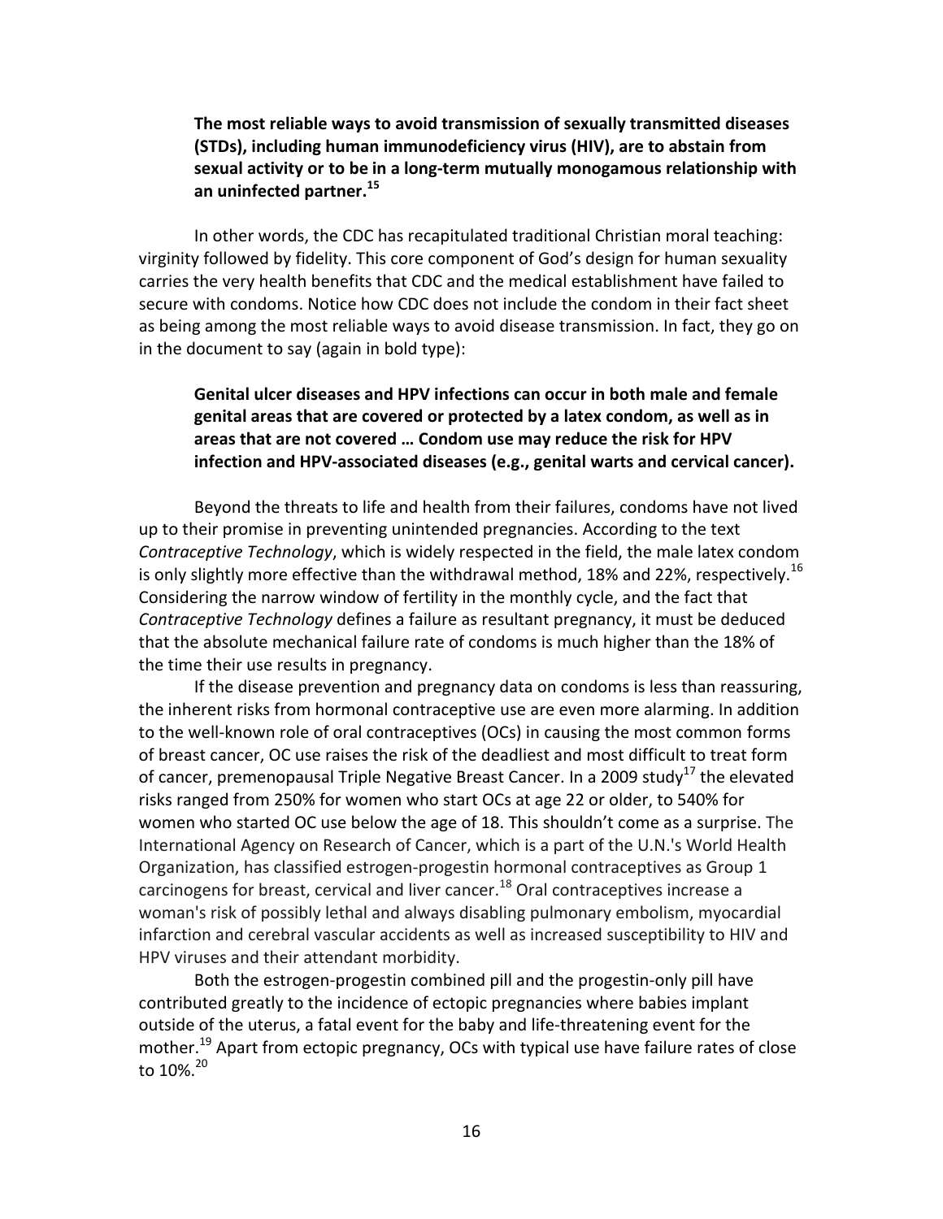**The most reliable ways to avoid transmission of sexually transmitted diseases (STDs), including human immunodeficiency virus (HIV), are to abstain from sexual activity or to be in a long-term mutually monogamous relationship with an uninfected partner.**[15]

In other words, the CDC has recapitulated traditional Christian moral teaching: virginity followed by fidelity. This core component of God's design for human sexuality carries the very health benefits that CDC and the medical establishment have failed to secure with condoms. Notice how CDC does not include the condom in their fact sheet as being among the most reliable ways to avoid disease transmission. In fact, they go on in the document to say (again in bold type):

**Genital ulcer diseases and HPV infections can occur in both male and female genital areas that are covered or protected by a latex condom, as well as in areas that are not covered … Condom use may reduce the risk for HPV infection and HPV-associated diseases (e.g., genital warts and cervical cancer).**

Beyond the threats to life and health from their failures, condoms have not lived up to their promise in preventing unintended pregnancies. According to the text *Contraceptive Technology*, which is widely respected in the field, the male latex condom is only slightly more effective than the withdrawal method, 18% and 22%, respectively.[16] Considering the narrow window of fertility in the monthly cycle, and the fact that *Contraceptive Technology* defines a failure as resultant pregnancy, it must be deduced that the absolute mechanical failure rate of condoms is much higher than the 18% of the time their use results in pregnancy.

If the disease prevention and pregnancy data on condoms is less than reassuring, the inherent risks from hormonal contraceptive use are even more alarming. In addition to the well-known role of oral contraceptives (OCs) in causing the most common forms of breast cancer, OC use raises the risk of the deadliest and most difficult to treat form of cancer, premenopausal Triple Negative Breast Cancer. In a 2009 study[17] the elevated risks ranged from 250% for women who start OCs at age 22 or older, to 540% for women who started OC use below the age of 18. This shouldn't come as a surprise. The International Agency on Research of Cancer, which is a part of the U.N.'s World Health Organization, has classified estrogen-progestin hormonal contraceptives as Group 1 carcinogens for breast, cervical and liver cancer.[18] Oral contraceptives increase a woman's risk of possibly lethal and always disabling pulmonary embolism, myocardial infarction and cerebral vascular accidents as well as increased susceptibility to HIV and HPV viruses and their attendant morbidity.

Both the estrogen-progestin combined pill and the progestin-only pill have contributed greatly to the incidence of ectopic pregnancies where babies implant outside of the uterus, a fatal event for the baby and life-threatening event for the mother.[19] Apart from ectopic pregnancy, OCs with typical use have failure rates of close to 10%.[20]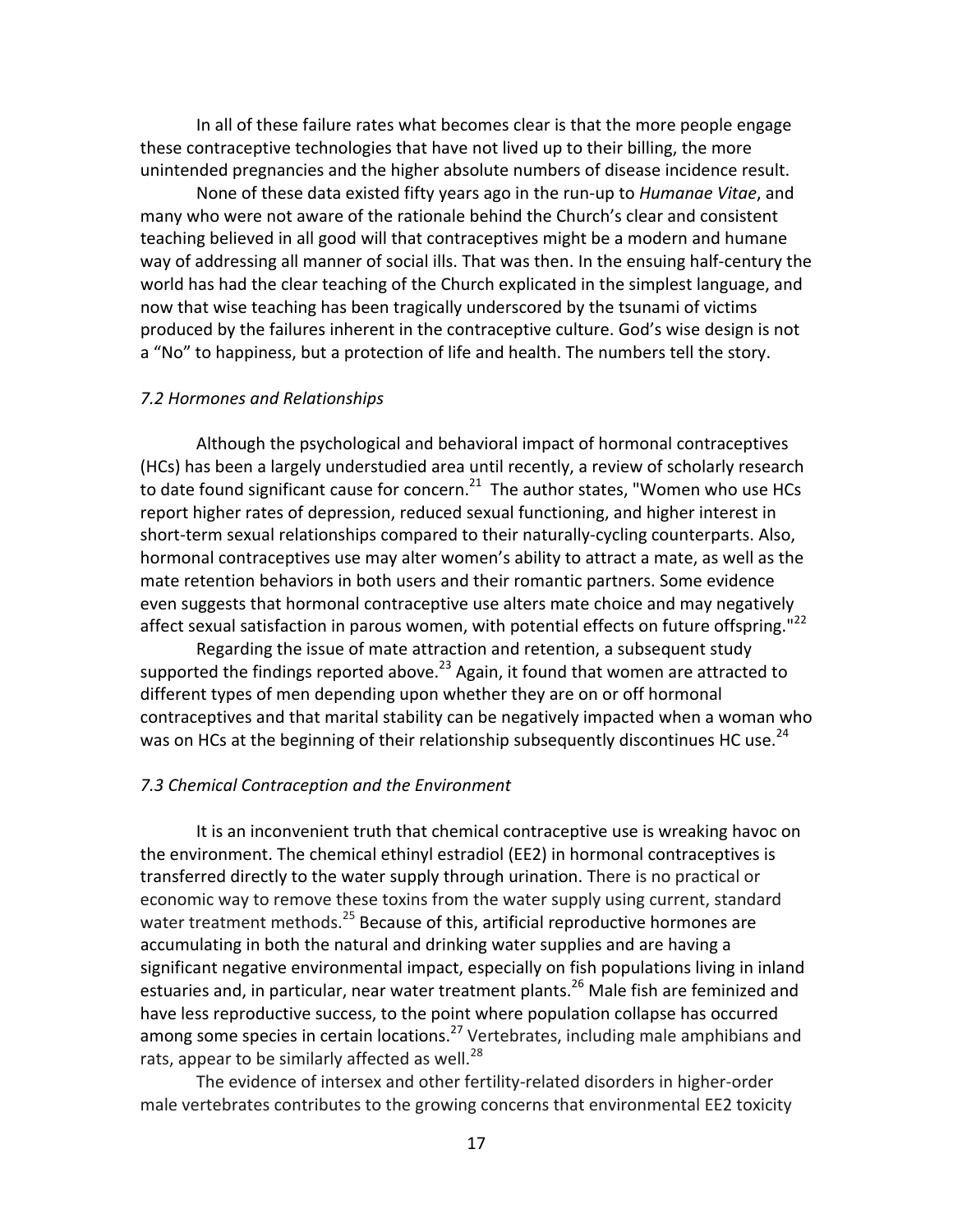In all of these failure rates what becomes clear is that the more people engage these contraceptive technologies that have not lived up to their billing, the more unintended pregnancies and the higher absolute numbers of disease incidence result.

None of these data existed fifty years ago in the run-up to *Humanae Vitae*, and many who were not aware of the rationale behind the Church's clear and consistent teaching believed in all good will that contraceptives might be a modern and humane way of addressing all manner of social ills. That was then. In the ensuing half-century the world has had the clear teaching of the Church explicated in the simplest language, and now that wise teaching has been tragically underscored by the tsunami of victims produced by the failures inherent in the contraceptive culture. God's wise design is not a "No" to happiness, but a protection of life and health. The numbers tell the story.

*7.2 Hormones and Relationships*

Although the psychological and behavioral impact of hormonal contraceptives (HCs) has been a largely understudied area until recently, a review of scholarly research to date found significant cause for concern.[21] The author states, "Women who use HCs report higher rates of depression, reduced sexual functioning, and higher interest in short-term sexual relationships compared to their naturally-cycling counterparts. Also, hormonal contraceptives use may alter women's ability to attract a mate, as well as the mate retention behaviors in both users and their romantic partners. Some evidence even suggests that hormonal contraceptive use alters mate choice and may negatively affect sexual satisfaction in parous women, with potential effects on future offspring."[22]

Regarding the issue of mate attraction and retention, a subsequent study supported the findings reported above.[23] Again, it found that women are attracted to different types of men depending upon whether they are on or off hormonal contraceptives and that marital stability can be negatively impacted when a woman who was on HCs at the beginning of their relationship subsequently discontinues HC use.[24]

*7.3 Chemical Contraception and the Environment*

It is an inconvenient truth that chemical contraceptive use is wreaking havoc on the environment. The chemical ethinyl estradiol (EE2) in hormonal contraceptives is transferred directly to the water supply through urination. There is no practical or economic way to remove these toxins from the water supply using current, standard water treatment methods.[25] Because of this, artificial reproductive hormones are accumulating in both the natural and drinking water supplies and are having a significant negative environmental impact, especially on fish populations living in inland estuaries and, in particular, near water treatment plants.[26] Male fish are feminized and have less reproductive success, to the point where population collapse has occurred among some species in certain locations.[27] Vertebrates, including male amphibians and rats, appear to be similarly affected as well.[28]

The evidence of intersex and other fertility-related disorders in higher-order male vertebrates contributes to the growing concerns that environmental EE2 toxicity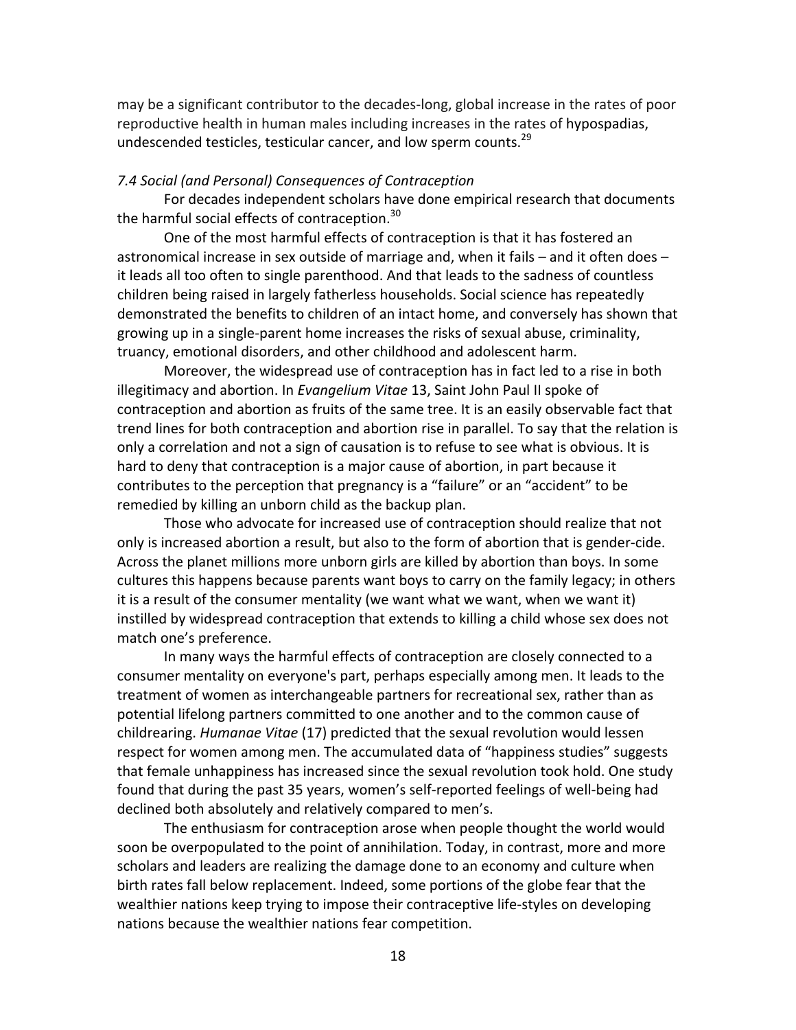may be a significant contributor to the decades-long, global increase in the rates of poor reproductive health in human males including increases in the rates of hypospadias, undescended testicles, testicular cancer, and low sperm counts.[29]

*7.4 Social (and Personal) Consequences of Contraception*

For decades independent scholars have done empirical research that documents the harmful social effects of contraception.[30]

One of the most harmful effects of contraception is that it has fostered an astronomical increase in sex outside of marriage and, when it fails – and it often does – it leads all too often to single parenthood. And that leads to the sadness of countless children being raised in largely fatherless households. Social science has repeatedly demonstrated the benefits to children of an intact home, and conversely has shown that growing up in a single-parent home increases the risks of sexual abuse, criminality, truancy, emotional disorders, and other childhood and adolescent harm.

Moreover, the widespread use of contraception has in fact led to a rise in both illegitimacy and abortion. In *Evangelium Vitae* 13, Saint John Paul II spoke of contraception and abortion as fruits of the same tree. It is an easily observable fact that trend lines for both contraception and abortion rise in parallel. To say that the relation is only a correlation and not a sign of causation is to refuse to see what is obvious. It is hard to deny that contraception is a major cause of abortion, in part because it contributes to the perception that pregnancy is a "failure" or an "accident" to be remedied by killing an unborn child as the backup plan.

Those who advocate for increased use of contraception should realize that not only is increased abortion a result, but also to the form of abortion that is gender-cide. Across the planet millions more unborn girls are killed by abortion than boys. In some cultures this happens because parents want boys to carry on the family legacy; in others it is a result of the consumer mentality (we want what we want, when we want it) instilled by widespread contraception that extends to killing a child whose sex does not match one's preference.

In many ways the harmful effects of contraception are closely connected to a consumer mentality on everyone's part, perhaps especially among men. It leads to the treatment of women as interchangeable partners for recreational sex, rather than as potential lifelong partners committed to one another and to the common cause of childrearing. *Humanae Vitae* (17) predicted that the sexual revolution would lessen respect for women among men. The accumulated data of "happiness studies" suggests that female unhappiness has increased since the sexual revolution took hold. One study found that during the past 35 years, women's self-reported feelings of well-being had declined both absolutely and relatively compared to men's.

The enthusiasm for contraception arose when people thought the world would soon be overpopulated to the point of annihilation. Today, in contrast, more and more scholars and leaders are realizing the damage done to an economy and culture when birth rates fall below replacement. Indeed, some portions of the globe fear that the wealthier nations keep trying to impose their contraceptive life-styles on developing nations because the wealthier nations fear competition.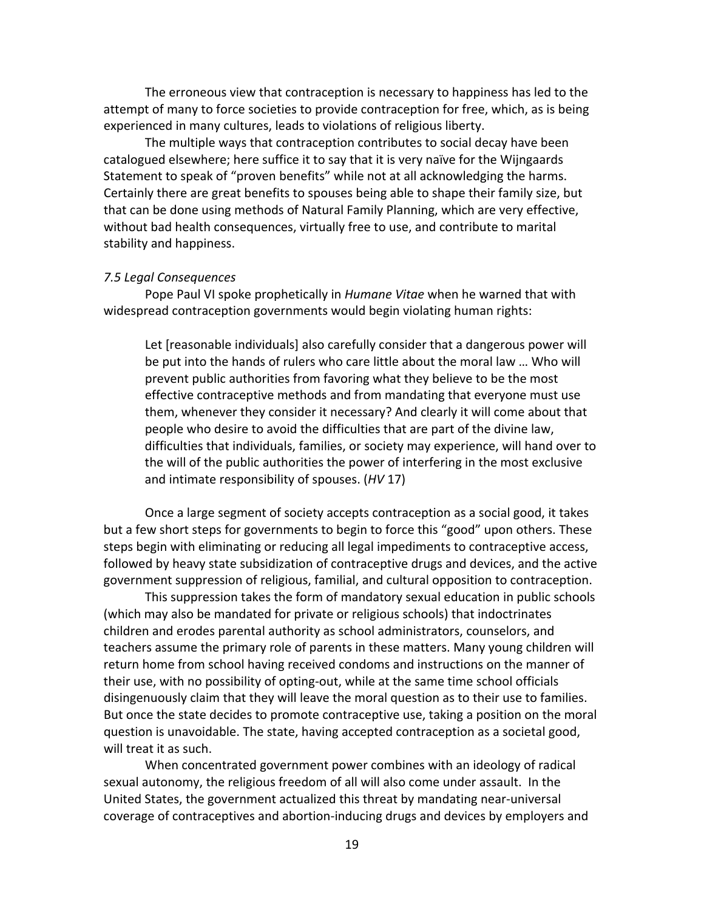The erroneous view that contraception is necessary to happiness has led to the attempt of many to force societies to provide contraception for free, which, as is being experienced in many cultures, leads to violations of religious liberty.

The multiple ways that contraception contributes to social decay have been catalogued elsewhere; here suffice it to say that it is very naïve for the Wijngaards Statement to speak of "proven benefits" while not at all acknowledging the harms. Certainly there are great benefits to spouses being able to shape their family size, but that can be done using methods of Natural Family Planning, which are very effective, without bad health consequences, virtually free to use, and contribute to marital stability and happiness.

*7.5 Legal Consequences*

Pope Paul VI spoke prophetically in *Humane Vitae* when he warned that with widespread contraception governments would begin violating human rights:

> Let [reasonable individuals] also carefully consider that a dangerous power will be put into the hands of rulers who care little about the moral law … Who will prevent public authorities from favoring what they believe to be the most effective contraceptive methods and from mandating that everyone must use them, whenever they consider it necessary? And clearly it will come about that people who desire to avoid the difficulties that are part of the divine law, difficulties that individuals, families, or society may experience, will hand over to the will of the public authorities the power of interfering in the most exclusive and intimate responsibility of spouses. (*HV* 17)

Once a large segment of society accepts contraception as a social good, it takes but a few short steps for governments to begin to force this "good" upon others. These steps begin with eliminating or reducing all legal impediments to contraceptive access, followed by heavy state subsidization of contraceptive drugs and devices, and the active government suppression of religious, familial, and cultural opposition to contraception.

This suppression takes the form of mandatory sexual education in public schools (which may also be mandated for private or religious schools) that indoctrinates children and erodes parental authority as school administrators, counselors, and teachers assume the primary role of parents in these matters. Many young children will return home from school having received condoms and instructions on the manner of their use, with no possibility of opting-out, while at the same time school officials disingenuously claim that they will leave the moral question as to their use to families. But once the state decides to promote contraceptive use, taking a position on the moral question is unavoidable. The state, having accepted contraception as a societal good, will treat it as such.

When concentrated government power combines with an ideology of radical sexual autonomy, the religious freedom of all will also come under assault. In the United States, the government actualized this threat by mandating near-universal coverage of contraceptives and abortion-inducing drugs and devices by employers and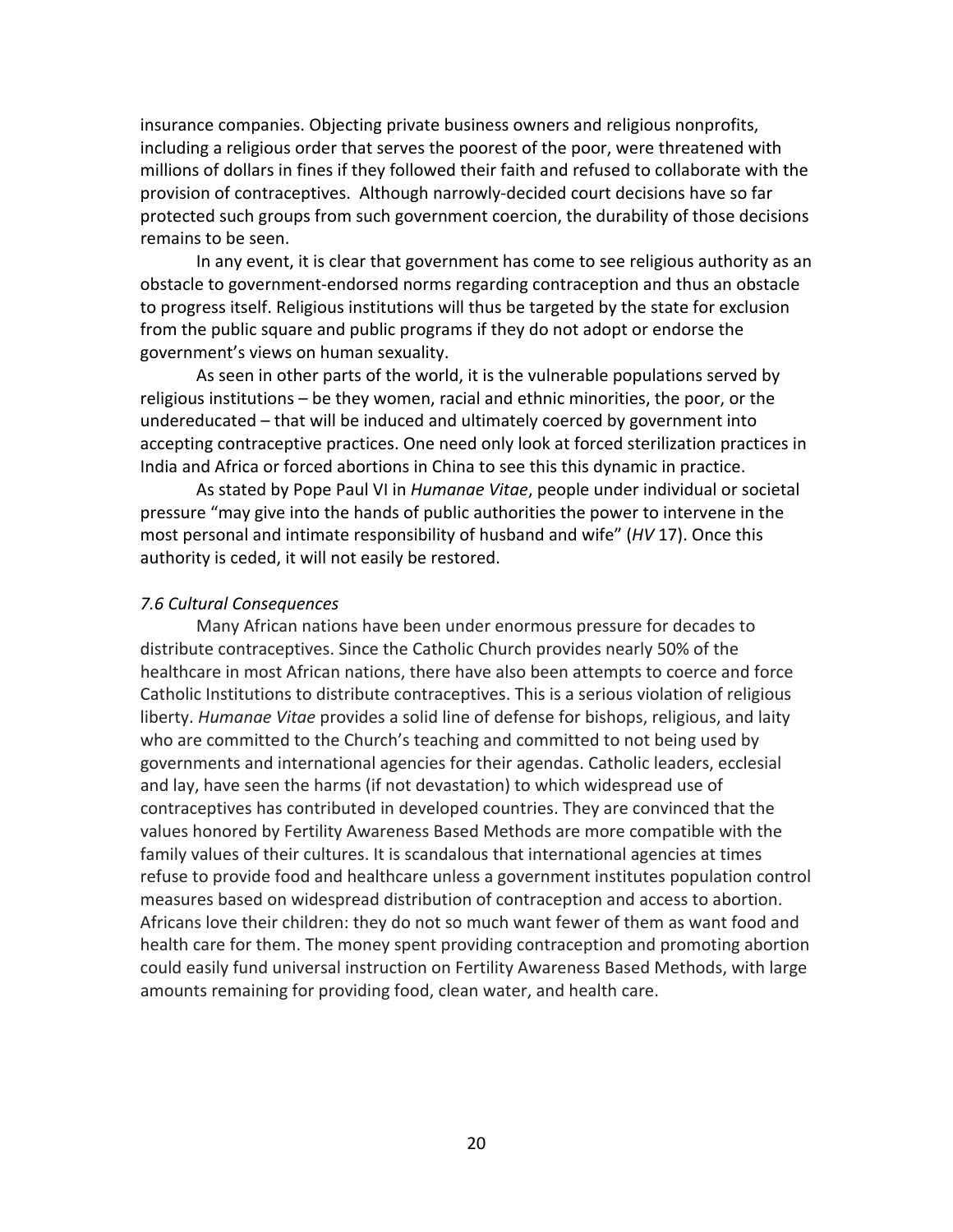insurance companies. Objecting private business owners and religious nonprofits, including a religious order that serves the poorest of the poor, were threatened with millions of dollars in fines if they followed their faith and refused to collaborate with the provision of contraceptives. Although narrowly-decided court decisions have so far protected such groups from such government coercion, the durability of those decisions remains to be seen.

In any event, it is clear that government has come to see religious authority as an obstacle to government-endorsed norms regarding contraception and thus an obstacle to progress itself. Religious institutions will thus be targeted by the state for exclusion from the public square and public programs if they do not adopt or endorse the government's views on human sexuality.

As seen in other parts of the world, it is the vulnerable populations served by religious institutions – be they women, racial and ethnic minorities, the poor, or the undereducated – that will be induced and ultimately coerced by government into accepting contraceptive practices. One need only look at forced sterilization practices in India and Africa or forced abortions in China to see this this dynamic in practice.

As stated by Pope Paul VI in *Humanae Vitae*, people under individual or societal pressure "may give into the hands of public authorities the power to intervene in the most personal and intimate responsibility of husband and wife" (*HV* 17). Once this authority is ceded, it will not easily be restored.

### *7.6 Cultural Consequences*

Many African nations have been under enormous pressure for decades to distribute contraceptives. Since the Catholic Church provides nearly 50% of the healthcare in most African nations, there have also been attempts to coerce and force Catholic Institutions to distribute contraceptives. This is a serious violation of religious liberty. *Humanae Vitae* provides a solid line of defense for bishops, religious, and laity who are committed to the Church's teaching and committed to not being used by governments and international agencies for their agendas. Catholic leaders, ecclesial and lay, have seen the harms (if not devastation) to which widespread use of contraceptives has contributed in developed countries. They are convinced that the values honored by Fertility Awareness Based Methods are more compatible with the family values of their cultures. It is scandalous that international agencies at times refuse to provide food and healthcare unless a government institutes population control measures based on widespread distribution of contraception and access to abortion. Africans love their children: they do not so much want fewer of them as want food and health care for them. The money spent providing contraception and promoting abortion could easily fund universal instruction on Fertility Awareness Based Methods, with large amounts remaining for providing food, clean water, and health care.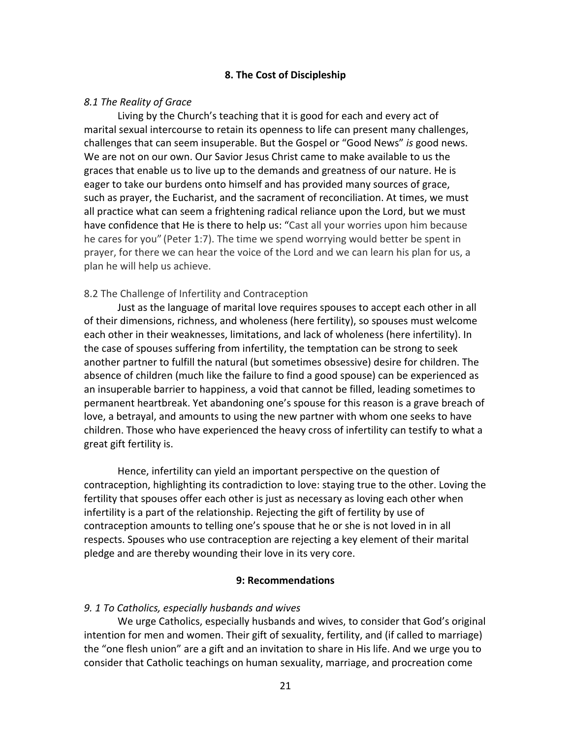## 8. The Cost of Discipleship

### *8.1 The Reality of Grace*

Living by the Church's teaching that it is good for each and every act of marital sexual intercourse to retain its openness to life can present many challenges, challenges that can seem insuperable. But the Gospel or "Good News" *is* good news. We are not on our own. Our Savior Jesus Christ came to make available to us the graces that enable us to live up to the demands and greatness of our nature. He is eager to take our burdens onto himself and has provided many sources of grace, such as prayer, the Eucharist, and the sacrament of reconciliation. At times, we must all practice what can seem a frightening radical reliance upon the Lord, but we must have confidence that He is there to help us: "Cast all your worries upon him because he cares for you" (Peter 1:7). The time we spend worrying would better be spent in prayer, for there we can hear the voice of the Lord and we can learn his plan for us, a plan he will help us achieve.

### 8.2 The Challenge of Infertility and Contraception

Just as the language of marital love requires spouses to accept each other in all of their dimensions, richness, and wholeness (here fertility), so spouses must welcome each other in their weaknesses, limitations, and lack of wholeness (here infertility). In the case of spouses suffering from infertility, the temptation can be strong to seek another partner to fulfill the natural (but sometimes obsessive) desire for children. The absence of children (much like the failure to find a good spouse) can be experienced as an insuperable barrier to happiness, a void that cannot be filled, leading sometimes to permanent heartbreak. Yet abandoning one's spouse for this reason is a grave breach of love, a betrayal, and amounts to using the new partner with whom one seeks to have children. Those who have experienced the heavy cross of infertility can testify to what a great gift fertility is.

Hence, infertility can yield an important perspective on the question of contraception, highlighting its contradiction to love: staying true to the other. Loving the fertility that spouses offer each other is just as necessary as loving each other when infertility is a part of the relationship. Rejecting the gift of fertility by use of contraception amounts to telling one's spouse that he or she is not loved in in all respects. Spouses who use contraception are rejecting a key element of their marital pledge and are thereby wounding their love in its very core.

## 9: Recommendations

### *9. 1 To Catholics, especially husbands and wives*

We urge Catholics, especially husbands and wives, to consider that God's original intention for men and women. Their gift of sexuality, fertility, and (if called to marriage) the "one flesh union" are a gift and an invitation to share in His life. And we urge you to consider that Catholic teachings on human sexuality, marriage, and procreation come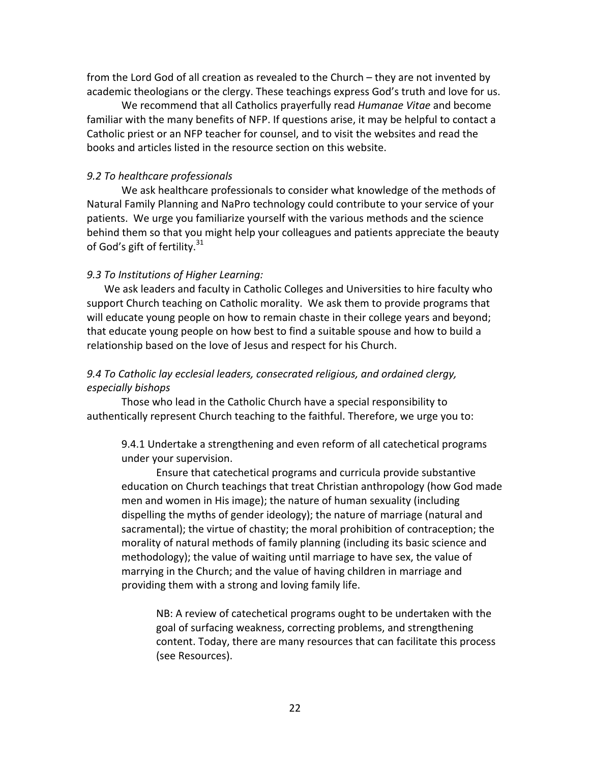from the Lord God of all creation as revealed to the Church – they are not invented by academic theologians or the clergy. These teachings express God's truth and love for us.

We recommend that all Catholics prayerfully read *Humanae Vitae* and become familiar with the many benefits of NFP. If questions arise, it may be helpful to contact a Catholic priest or an NFP teacher for counsel, and to visit the websites and read the books and articles listed in the resource section on this website.

*9.2 To healthcare professionals*

We ask healthcare professionals to consider what knowledge of the methods of Natural Family Planning and NaPro technology could contribute to your service of your patients. We urge you familiarize yourself with the various methods and the science behind them so that you might help your colleagues and patients appreciate the beauty of God's gift of fertility.[31]

*9.3 To Institutions of Higher Learning:*

We ask leaders and faculty in Catholic Colleges and Universities to hire faculty who support Church teaching on Catholic morality. We ask them to provide programs that will educate young people on how to remain chaste in their college years and beyond; that educate young people on how best to find a suitable spouse and how to build a relationship based on the love of Jesus and respect for his Church.

*9.4 To Catholic lay ecclesial leaders, consecrated religious, and ordained clergy, especially bishops*

Those who lead in the Catholic Church have a special responsibility to authentically represent Church teaching to the faithful. Therefore, we urge you to:

> 9.4.1 Undertake a strengthening and even reform of all catechetical programs under your supervision.
>
> Ensure that catechetical programs and curricula provide substantive education on Church teachings that treat Christian anthropology (how God made men and women in His image); the nature of human sexuality (including dispelling the myths of gender ideology); the nature of marriage (natural and sacramental); the virtue of chastity; the moral prohibition of contraception; the morality of natural methods of family planning (including its basic science and methodology); the value of waiting until marriage to have sex, the value of marrying in the Church; and the value of having children in marriage and providing them with a strong and loving family life.
>
> > NB: A review of catechetical programs ought to be undertaken with the goal of surfacing weakness, correcting problems, and strengthening content. Today, there are many resources that can facilitate this process (see Resources).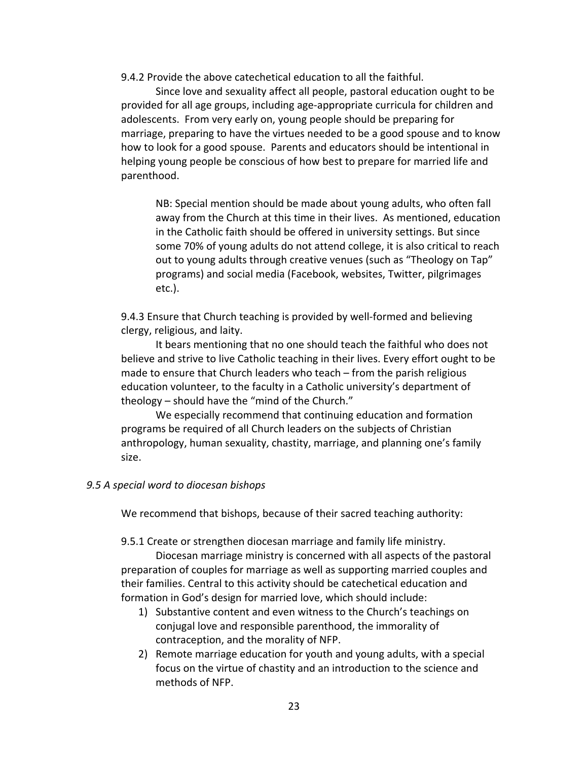9.4.2 Provide the above catechetical education to all the faithful.

Since love and sexuality affect all people, pastoral education ought to be provided for all age groups, including age-appropriate curricula for children and adolescents. From very early on, young people should be preparing for marriage, preparing to have the virtues needed to be a good spouse and to know how to look for a good spouse. Parents and educators should be intentional in helping young people be conscious of how best to prepare for married life and parenthood.

> NB: Special mention should be made about young adults, who often fall away from the Church at this time in their lives. As mentioned, education in the Catholic faith should be offered in university settings. But since some 70% of young adults do not attend college, it is also critical to reach out to young adults through creative venues (such as "Theology on Tap" programs) and social media (Facebook, websites, Twitter, pilgrimages etc.).

9.4.3 Ensure that Church teaching is provided by well-formed and believing clergy, religious, and laity.

It bears mentioning that no one should teach the faithful who does not believe and strive to live Catholic teaching in their lives. Every effort ought to be made to ensure that Church leaders who teach – from the parish religious education volunteer, to the faculty in a Catholic university's department of theology – should have the "mind of the Church."

We especially recommend that continuing education and formation programs be required of all Church leaders on the subjects of Christian anthropology, human sexuality, chastity, marriage, and planning one's family size.

*9.5 A special word to diocesan bishops*

We recommend that bishops, because of their sacred teaching authority:

9.5.1 Create or strengthen diocesan marriage and family life ministry.

Diocesan marriage ministry is concerned with all aspects of the pastoral preparation of couples for marriage as well as supporting married couples and their families. Central to this activity should be catechetical education and formation in God's design for married love, which should include:

1) Substantive content and even witness to the Church's teachings on conjugal love and responsible parenthood, the immorality of contraception, and the morality of NFP.
2) Remote marriage education for youth and young adults, with a special focus on the virtue of chastity and an introduction to the science and methods of NFP.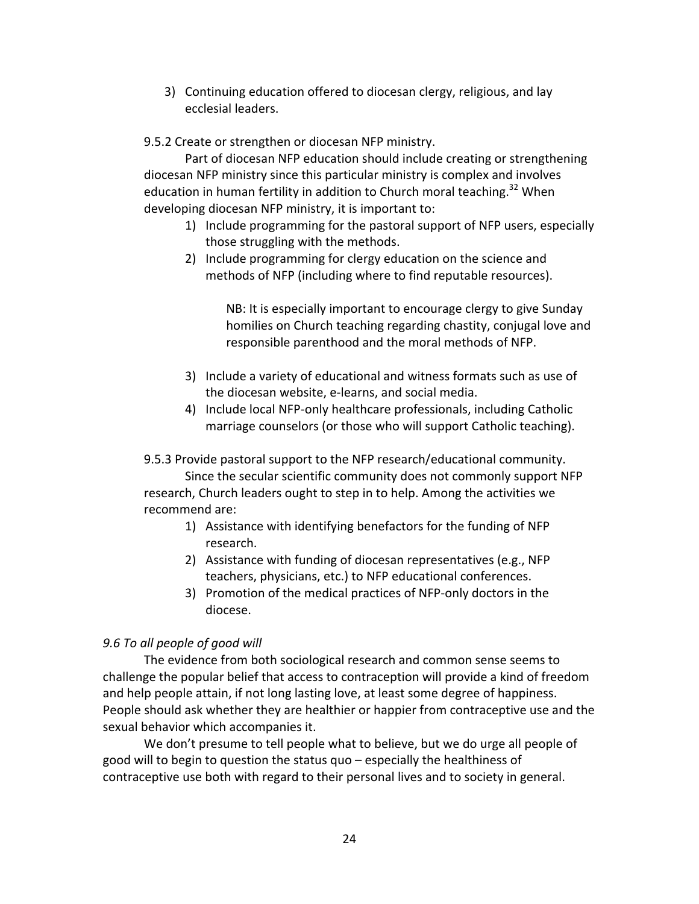3) Continuing education offered to diocesan clergy, religious, and lay ecclesial leaders.

9.5.2 Create or strengthen or diocesan NFP ministry.

Part of diocesan NFP education should include creating or strengthening diocesan NFP ministry since this particular ministry is complex and involves education in human fertility in addition to Church moral teaching.[32] When developing diocesan NFP ministry, it is important to:

1) Include programming for the pastoral support of NFP users, especially those struggling with the methods.
2) Include programming for clergy education on the science and methods of NFP (including where to find reputable resources).

   NB: It is especially important to encourage clergy to give Sunday homilies on Church teaching regarding chastity, conjugal love and responsible parenthood and the moral methods of NFP.

3) Include a variety of educational and witness formats such as use of the diocesan website, e-learns, and social media.
4) Include local NFP-only healthcare professionals, including Catholic marriage counselors (or those who will support Catholic teaching).

9.5.3 Provide pastoral support to the NFP research/educational community.

Since the secular scientific community does not commonly support NFP research, Church leaders ought to step in to help. Among the activities we recommend are:

1) Assistance with identifying benefactors for the funding of NFP research.
2) Assistance with funding of diocesan representatives (e.g., NFP teachers, physicians, etc.) to NFP educational conferences.
3) Promotion of the medical practices of NFP-only doctors in the diocese.

*9.6 To all people of good will*

The evidence from both sociological research and common sense seems to challenge the popular belief that access to contraception will provide a kind of freedom and help people attain, if not long lasting love, at least some degree of happiness. People should ask whether they are healthier or happier from contraceptive use and the sexual behavior which accompanies it.

We don't presume to tell people what to believe, but we do urge all people of good will to begin to question the status quo – especially the healthiness of contraceptive use both with regard to their personal lives and to society in general.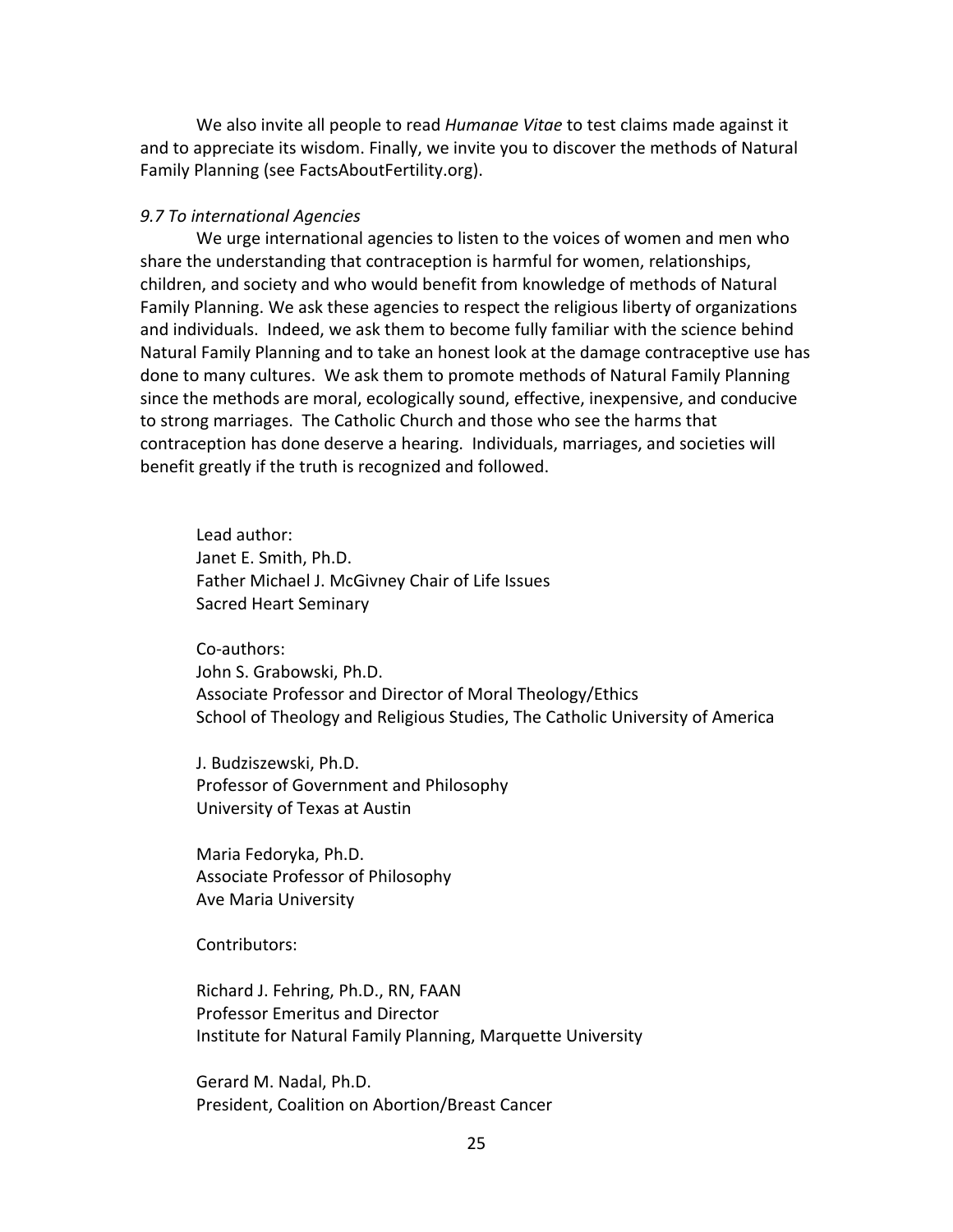We also invite all people to read *Humanae Vitae* to test claims made against it and to appreciate its wisdom. Finally, we invite you to discover the methods of Natural Family Planning (see FactsAboutFertility.org).

*9.7 To international Agencies*

We urge international agencies to listen to the voices of women and men who share the understanding that contraception is harmful for women, relationships, children, and society and who would benefit from knowledge of methods of Natural Family Planning. We ask these agencies to respect the religious liberty of organizations and individuals. Indeed, we ask them to become fully familiar with the science behind Natural Family Planning and to take an honest look at the damage contraceptive use has done to many cultures. We ask them to promote methods of Natural Family Planning since the methods are moral, ecologically sound, effective, inexpensive, and conducive to strong marriages. The Catholic Church and those who see the harms that contraception has done deserve a hearing. Individuals, marriages, and societies will benefit greatly if the truth is recognized and followed.

Lead author:
Janet E. Smith, Ph.D.
Father Michael J. McGivney Chair of Life Issues
Sacred Heart Seminary

Co-authors:
John S. Grabowski, Ph.D.
Associate Professor and Director of Moral Theology/Ethics
School of Theology and Religious Studies, The Catholic University of America

J. Budziszewski, Ph.D.
Professor of Government and Philosophy
University of Texas at Austin

Maria Fedoryka, Ph.D.
Associate Professor of Philosophy
Ave Maria University

Contributors:

Richard J. Fehring, Ph.D., RN, FAAN
Professor Emeritus and Director
Institute for Natural Family Planning, Marquette University

Gerard M. Nadal, Ph.D.
President, Coalition on Abortion/Breast Cancer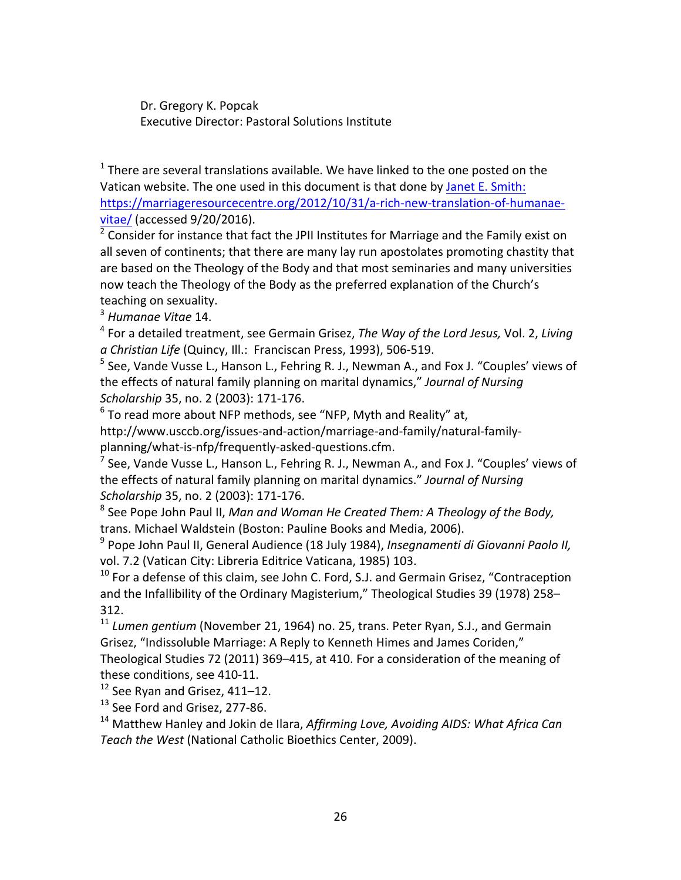Dr. Gregory K. Popcak
Executive Director: Pastoral Solutions Institute

[1] There are several translations available. We have linked to the one posted on the Vatican website. The one used in this document is that done by [Janet E. Smith: https://marriageresourcecentre.org/2012/10/31/a-rich-new-translation-of-humanae-vitae/](https://marriageresourcecentre.org/2012/10/31/a-rich-new-translation-of-humanae-vitae/) (accessed 9/20/2016).

[2] Consider for instance that fact the JPII Institutes for Marriage and the Family exist on all seven of continents; that there are many lay run apostolates promoting chastity that are based on the Theology of the Body and that most seminaries and many universities now teach the Theology of the Body as the preferred explanation of the Church's teaching on sexuality.

[3] *Humanae Vitae* 14.

[4] For a detailed treatment, see Germain Grisez, *The Way of the Lord Jesus,* Vol. 2, *Living a Christian Life* (Quincy, Ill.: Franciscan Press, 1993), 506-519.

[5] See, Vande Vusse L., Hanson L., Fehring R. J., Newman A., and Fox J. "Couples' views of the effects of natural family planning on marital dynamics," *Journal of Nursing Scholarship* 35, no. 2 (2003): 171-176.

[6] To read more about NFP methods, see "NFP, Myth and Reality" at, http://www.usccb.org/issues-and-action/marriage-and-family/natural-family-planning/what-is-nfp/frequently-asked-questions.cfm.

[7] See, Vande Vusse L., Hanson L., Fehring R. J., Newman A., and Fox J. "Couples' views of the effects of natural family planning on marital dynamics." *Journal of Nursing Scholarship* 35, no. 2 (2003): 171-176.

[8] See Pope John Paul II, *Man and Woman He Created Them: A Theology of the Body,* trans. Michael Waldstein (Boston: Pauline Books and Media, 2006).

[9] Pope John Paul II, General Audience (18 July 1984), *Insegnamenti di Giovanni Paolo II,* vol. 7.2 (Vatican City: Libreria Editrice Vaticana, 1985) 103.

[10] For a defense of this claim, see John C. Ford, S.J. and Germain Grisez, "Contraception and the Infallibility of the Ordinary Magisterium," Theological Studies 39 (1978) 258–312.

[11] *Lumen gentium* (November 21, 1964) no. 25, trans. Peter Ryan, S.J., and Germain Grisez, "Indissoluble Marriage: A Reply to Kenneth Himes and James Coriden," Theological Studies 72 (2011) 369–415, at 410. For a consideration of the meaning of these conditions, see 410-11.

[12] See Ryan and Grisez, 411–12.

[13] See Ford and Grisez, 277-86.

[14] Matthew Hanley and Jokin de Ilara, *Affirming Love, Avoiding AIDS: What Africa Can Teach the West* (National Catholic Bioethics Center, 2009).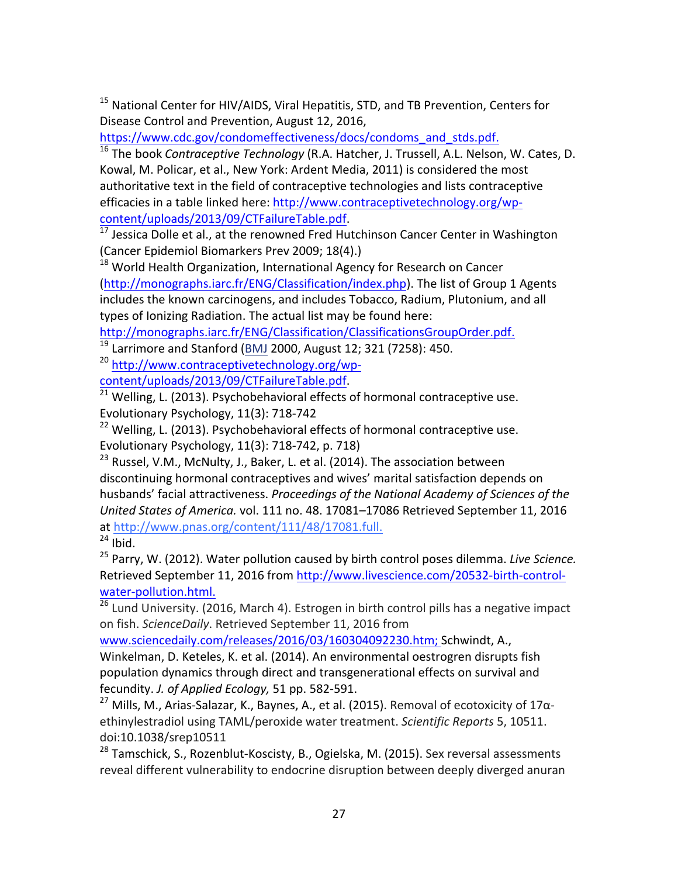[15] National Center for HIV/AIDS, Viral Hepatitis, STD, and TB Prevention, Centers for Disease Control and Prevention, August 12, 2016, https://www.cdc.gov/condomeffectiveness/docs/condoms_and_stds.pdf.

[16] The book *Contraceptive Technology* (R.A. Hatcher, J. Trussell, A.L. Nelson, W. Cates, D. Kowal, M. Policar, et al., New York: Ardent Media, 2011) is considered the most authoritative text in the field of contraceptive technologies and lists contraceptive efficacies in a table linked here: http://www.contraceptivetechnology.org/wp-content/uploads/2013/09/CTFailureTable.pdf.

[17] Jessica Dolle et al., at the renowned Fred Hutchinson Cancer Center in Washington (Cancer Epidemiol Biomarkers Prev 2009; 18(4).)

[18] World Health Organization, International Agency for Research on Cancer (http://monographs.iarc.fr/ENG/Classification/index.php). The list of Group 1 Agents includes the known carcinogens, and includes Tobacco, Radium, Plutonium, and all types of Ionizing Radiation. The actual list may be found here: http://monographs.iarc.fr/ENG/Classification/ClassificationsGroupOrder.pdf.

[19] Larrimore and Stanford (BMJ 2000, August 12; 321 (7258): 450.

[20] http://www.contraceptivetechnology.org/wp-content/uploads/2013/09/CTFailureTable.pdf.

[21] Welling, L. (2013). Psychobehavioral effects of hormonal contraceptive use. Evolutionary Psychology, 11(3): 718-742

[22] Welling, L. (2013). Psychobehavioral effects of hormonal contraceptive use. Evolutionary Psychology, 11(3): 718-742, p. 718)

[23] Russel, V.M., McNulty, J., Baker, L. et al. (2014). The association between discontinuing hormonal contraceptives and wives' marital satisfaction depends on husbands' facial attractiveness. *Proceedings of the National Academy of Sciences of the United States of America.* vol. 111 no. 48. 17081–17086 Retrieved September 11, 2016 at http://www.pnas.org/content/111/48/17081.full.

[24] Ibid.

[25] Parry, W. (2012). Water pollution caused by birth control poses dilemma. *Live Science.* Retrieved September 11, 2016 from http://www.livescience.com/20532-birth-control-water-pollution.html.

[26] Lund University. (2016, March 4). Estrogen in birth control pills has a negative impact on fish. *ScienceDaily*. Retrieved September 11, 2016 from www.sciencedaily.com/releases/2016/03/160304092230.htm; Schwindt, A., Winkelman, D. Keteles, K. et al. (2014). An environmental oestrogen disrupts fish population dynamics through direct and transgenerational effects on survival and fecundity. *J. of Applied Ecology,* 51 pp. 582-591.

[27] Mills, M., Arias-Salazar, K., Baynes, A., et al. (2015). Removal of ecotoxicity of 17α-ethinylestradiol using TAML/peroxide water treatment. *Scientific Reports* 5, 10511. doi:10.1038/srep10511

[28] Tamschick, S., Rozenblut-Koscisty, B., Ogielska, M. (2015). Sex reversal assessments reveal different vulnerability to endocrine disruption between deeply diverged anuran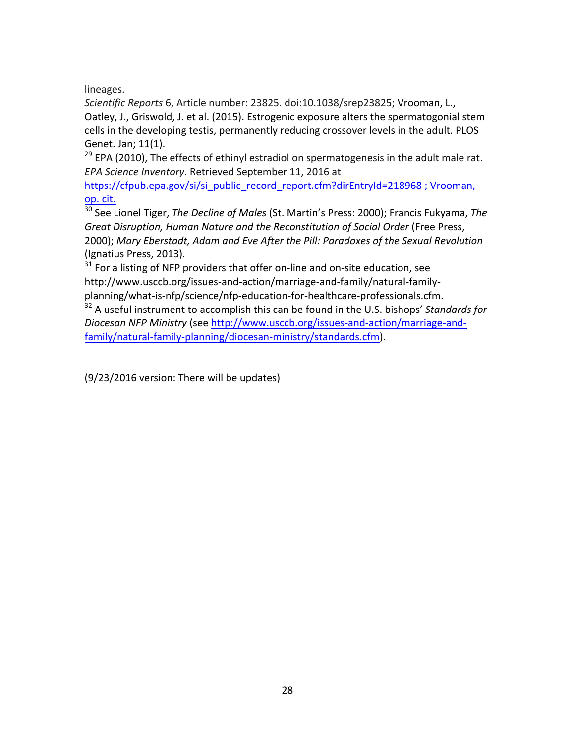lineages.
*Scientific Reports* 6, Article number: 23825. doi:10.1038/srep23825; Vrooman, L., Oatley, J., Griswold, J. et al. (2015). Estrogenic exposure alters the spermatogonial stem cells in the developing testis, permanently reducing crossover levels in the adult. PLOS Genet. Jan; 11(1).

[29] EPA (2010), The effects of ethinyl estradiol on spermatogenesis in the adult male rat. *EPA Science Inventory*. Retrieved September 11, 2016 at https://cfpub.epa.gov/si/si_public_record_report.cfm?dirEntryId=218968 ; Vrooman, op. cit.

[30] See Lionel Tiger, *The Decline of Males* (St. Martin's Press: 2000); Francis Fukyama, *The Great Disruption, Human Nature and the Reconstitution of Social Order* (Free Press, 2000); *Mary Eberstadt, Adam and Eve After the Pill: Paradoxes of the Sexual Revolution* (Ignatius Press, 2013).

[31] For a listing of NFP providers that offer on-line and on-site education, see http://www.usccb.org/issues-and-action/marriage-and-family/natural-family-planning/what-is-nfp/science/nfp-education-for-healthcare-professionals.cfm.

[32] A useful instrument to accomplish this can be found in the U.S. bishops' *Standards for Diocesan NFP Ministry* (see http://www.usccb.org/issues-and-action/marriage-and-family/natural-family-planning/diocesan-ministry/standards.cfm).

(9/23/2016 version: There will be updates)